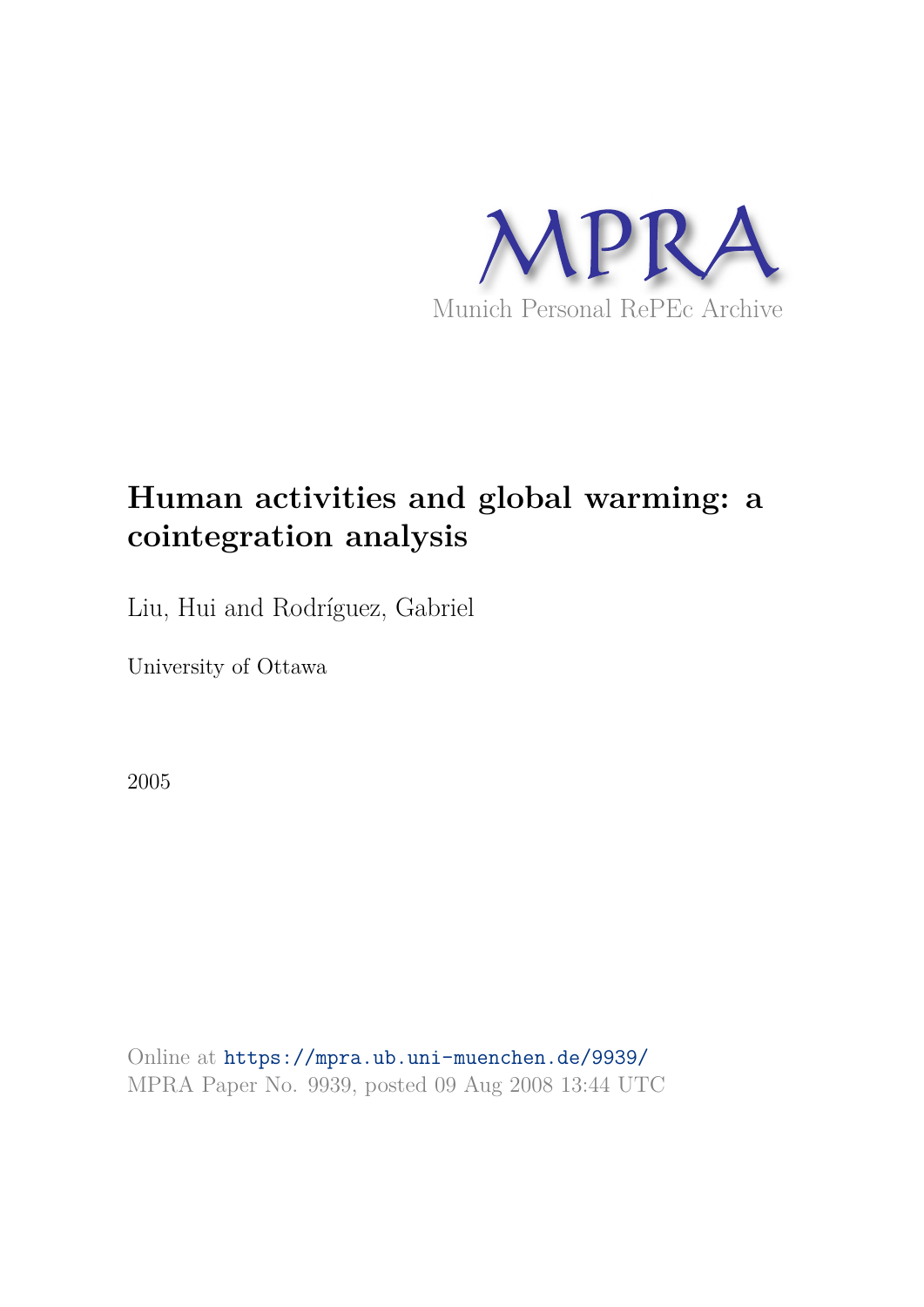MPRA

Munich Personal RePEc Archive

# Human activities and global warming: a cointegration analysis

Liu, Hui and Rodríguez, Gabriel

University of Ottawa

2005

Online at https://mpra.ub.uni-muenchen.de/9939/
MPRA Paper No. 9939, posted 09 Aug 2008 13:44 UTC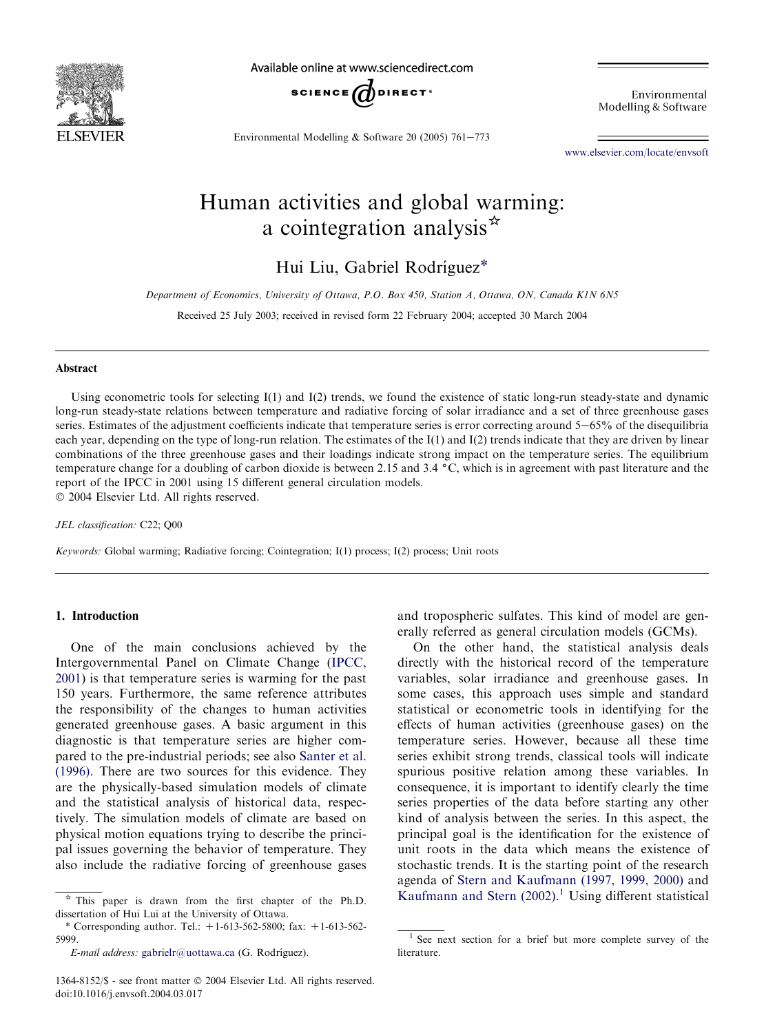# Human activities and global warming: a cointegration analysis☆

Hui Liu, Gabriel Rodríguez*

*Department of Economics, University of Ottawa, P.O. Box 450, Station A, Ottawa, ON, Canada K1N 6N5*

Received 25 July 2003; received in revised form 22 February 2004; accepted 30 March 2004

## Abstract

Using econometric tools for selecting I(1) and I(2) trends, we found the existence of static long-run steady-state and dynamic long-run steady-state relations between temperature and radiative forcing of solar irradiance and a set of three greenhouse gases series. Estimates of the adjustment coefficients indicate that temperature series is error correcting around 5–65% of the disequilibria each year, depending on the type of long-run relation. The estimates of the I(1) and I(2) trends indicate that they are driven by linear combinations of the three greenhouse gases and their loadings indicate strong impact on the temperature series. The equilibrium temperature change for a doubling of carbon dioxide is between 2.15 and 3.4 °C, which is in agreement with past literature and the report of the IPCC in 2001 using 15 different general circulation models.

© 2004 Elsevier Ltd. All rights reserved.

*JEL classification:* C22; Q00

*Keywords:* Global warming; Radiative forcing; Cointegration; I(1) process; I(2) process; Unit roots

## 1. Introduction

One of the main conclusions achieved by the Intergovernmental Panel on Climate Change (IPCC, 2001) is that temperature series is warming for the past 150 years. Furthermore, the same reference attributes the responsibility of the changes to human activities generated greenhouse gases. A basic argument in this diagnostic is that temperature series are higher compared to the pre-industrial periods; see also Santer et al. (1996). There are two sources for this evidence. They are the physically-based simulation models of climate and the statistical analysis of historical data, respectively. The simulation models of climate are based on physical motion equations trying to describe the principal issues governing the behavior of temperature. They also include the radiative forcing of greenhouse gases and tropospheric sulfates. This kind of model are generally referred as general circulation models (GCMs).

On the other hand, the statistical analysis deals directly with the historical record of the temperature variables, solar irradiance and greenhouse gases. In some cases, this approach uses simple and standard statistical or econometric tools in identifying for the effects of human activities (greenhouse gases) on the temperature series. However, because all these time series exhibit strong trends, classical tools will indicate spurious positive relation among these variables. In consequence, it is important to identify clearly the time series properties of the data before starting any other kind of analysis between the series. In this aspect, the principal goal is the identification for the existence of unit roots in the data which means the existence of stochastic trends. It is the starting point of the research agenda of Stern and Kaufmann (1997, 1999, 2000) and Kaufmann and Stern (2002).[1] Using different statistical

☆ This paper is drawn from the first chapter of the Ph.D. dissertation of Hui Lui at the University of Ottawa.

\* Corresponding author. Tel.: +1-613-562-5800; fax: +1-613-562-5999.

*E-mail address:* gabrielr@uottawa.ca (G. Rodríguez).

[1] See next section for a brief but more complete survey of the literature.

1364-8152/$ - see front matter © 2004 Elsevier Ltd. All rights reserved.
doi:10.1016/j.envsoft.2004.03.017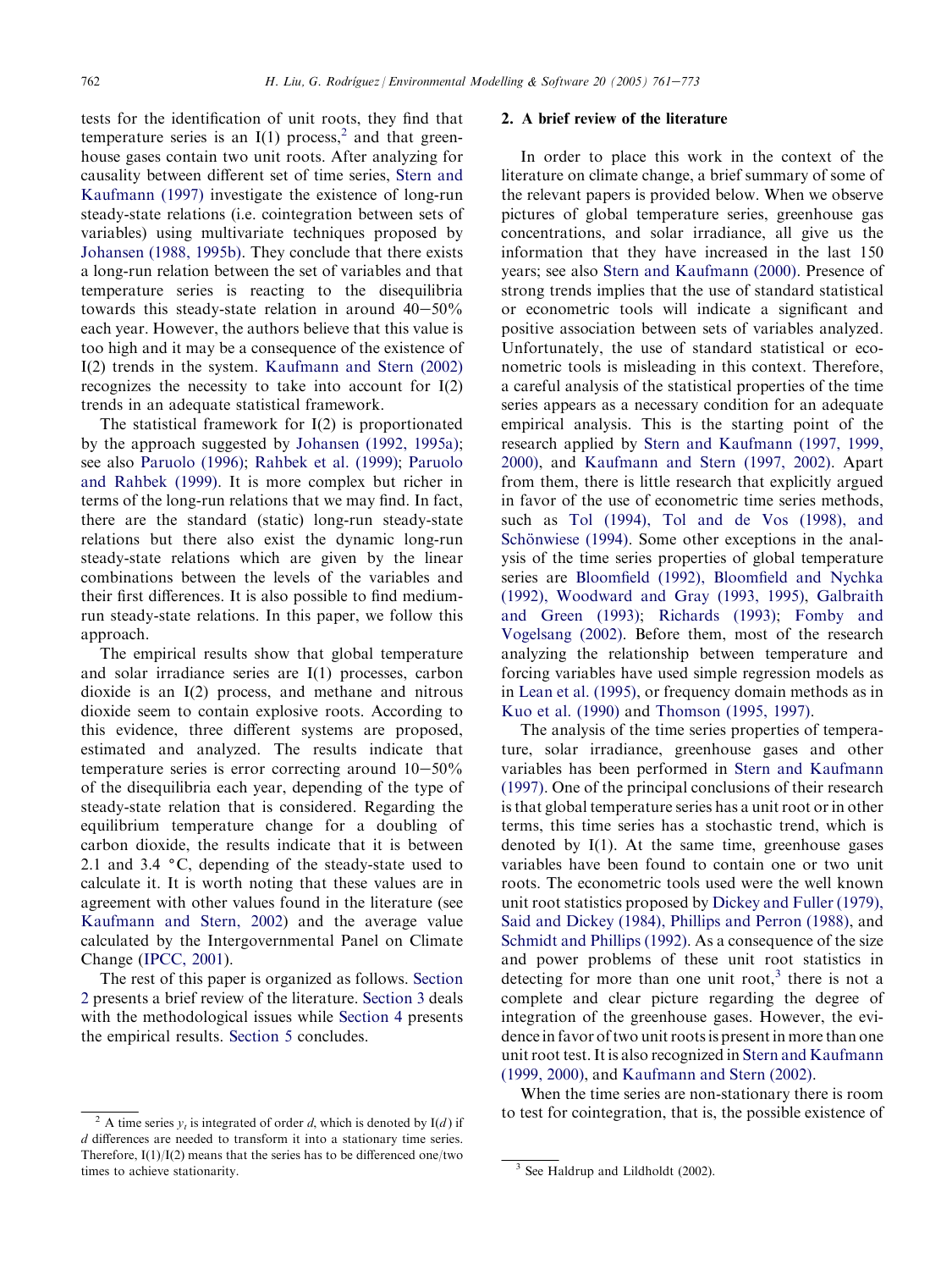tests for the identification of unit roots, they find that temperature series is an I(1) process,[2] and that greenhouse gases contain two unit roots. After analyzing for causality between different set of time series, Stern and Kaufmann (1997) investigate the existence of long-run steady-state relations (i.e. cointegration between sets of variables) using multivariate techniques proposed by Johansen (1988, 1995b). They conclude that there exists a long-run relation between the set of variables and that temperature series is reacting to the disequilibria towards this steady-state relation in around 40–50% each year. However, the authors believe that this value is too high and it may be a consequence of the existence of I(2) trends in the system. Kaufmann and Stern (2002) recognizes the necessity to take into account for I(2) trends in an adequate statistical framework.

The statistical framework for I(2) is proportionated by the approach suggested by Johansen (1992, 1995a); see also Paruolo (1996); Rahbek et al. (1999); Paruolo and Rahbek (1999). It is more complex but richer in terms of the long-run relations that we may find. In fact, there are the standard (static) long-run steady-state relations but there also exist the dynamic long-run steady-state relations which are given by the linear combinations between the levels of the variables and their first differences. It is also possible to find medium-run steady-state relations. In this paper, we follow this approach.

The empirical results show that global temperature and solar irradiance series are I(1) processes, carbon dioxide is an I(2) process, and methane and nitrous dioxide seem to contain explosive roots. According to this evidence, three different systems are proposed, estimated and analyzed. The results indicate that temperature series is error correcting around 10–50% of the disequilibria each year, depending of the type of steady-state relation that is considered. Regarding the equilibrium temperature change for a doubling of carbon dioxide, the results indicate that it is between 2.1 and 3.4 °C, depending of the steady-state used to calculate it. It is worth noting that these values are in agreement with other values found in the literature (see Kaufmann and Stern, 2002) and the average value calculated by the Intergovernmental Panel on Climate Change (IPCC, 2001).

The rest of this paper is organized as follows. Section 2 presents a brief review of the literature. Section 3 deals with the methodological issues while Section 4 presents the empirical results. Section 5 concludes.

## 2. A brief review of the literature

In order to place this work in the context of the literature on climate change, a brief summary of some of the relevant papers is provided below. When we observe pictures of global temperature series, greenhouse gas concentrations, and solar irradiance, all give us the information that they have increased in the last 150 years; see also Stern and Kaufmann (2000). Presence of strong trends implies that the use of standard statistical or econometric tools will indicate a significant and positive association between sets of variables analyzed. Unfortunately, the use of standard statistical or econometric tools is misleading in this context. Therefore, a careful analysis of the statistical properties of the time series appears as a necessary condition for an adequate empirical analysis. This is the starting point of the research applied by Stern and Kaufmann (1997, 1999, 2000), and Kaufmann and Stern (1997, 2002). Apart from them, there is little research that explicitly argued in favor of the use of econometric time series methods, such as Tol (1994), Tol and de Vos (1998), and Schönwiese (1994). Some other exceptions in the analysis of the time series properties of global temperature series are Bloomfield (1992), Bloomfield and Nychka (1992), Woodward and Gray (1993, 1995), Galbraith and Green (1993); Richards (1993); Fomby and Vogelsang (2002). Before them, most of the research analyzing the relationship between temperature and forcing variables have used simple regression models as in Lean et al. (1995), or frequency domain methods as in Kuo et al. (1990) and Thomson (1995, 1997).

The analysis of the time series properties of temperature, solar irradiance, greenhouse gases and other variables has been performed in Stern and Kaufmann (1997). One of the principal conclusions of their research is that global temperature series has a unit root or in other terms, this time series has a stochastic trend, which is denoted by I(1). At the same time, greenhouse gases variables have been found to contain one or two unit roots. The econometric tools used were the well known unit root statistics proposed by Dickey and Fuller (1979), Said and Dickey (1984), Phillips and Perron (1988), and Schmidt and Phillips (1992). As a consequence of the size and power problems of these unit root statistics in detecting for more than one unit root,[3] there is not a complete and clear picture regarding the degree of integration of the greenhouse gases. However, the evidence in favor of two unit roots is present in more than one unit root test. It is also recognized in Stern and Kaufmann (1999, 2000), and Kaufmann and Stern (2002).

When the time series are non-stationary there is room to test for cointegration, that is, the possible existence of

---

[2] A time series $y_t$ is integrated of order $d$, which is denoted by I($d$) if $d$ differences are needed to transform it into a stationary time series. Therefore, I(1)/I(2) means that the series has to be differenced one/two times to achieve stationarity.

[3] See Haldrup and Lildholdt (2002).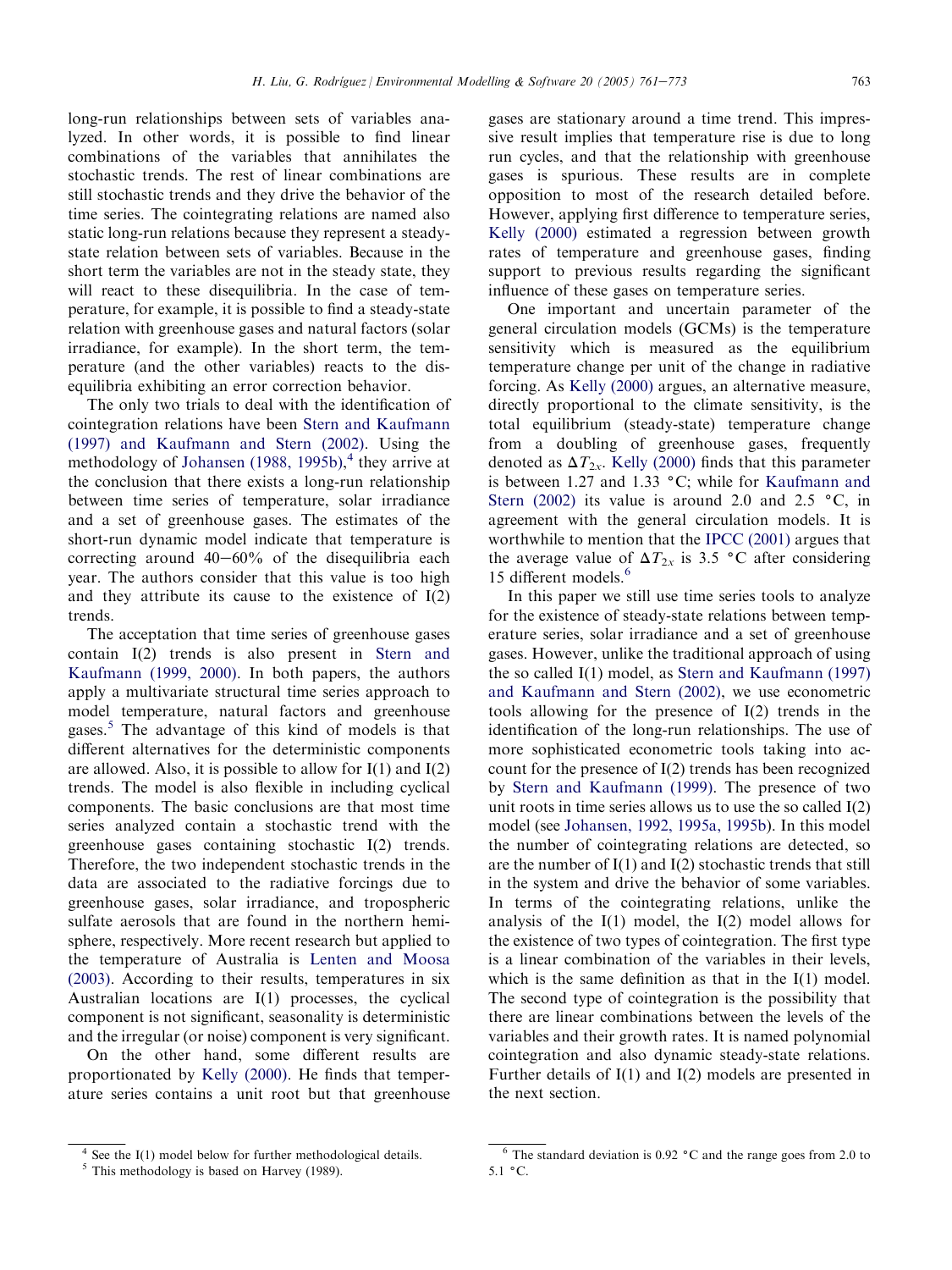long-run relationships between sets of variables analyzed. In other words, it is possible to find linear combinations of the variables that annihilates the stochastic trends. The rest of linear combinations are still stochastic trends and they drive the behavior of the time series. The cointegrating relations are named also static long-run relations because they represent a steady-state relation between sets of variables. Because in the short term the variables are not in the steady state, they will react to these disequilibria. In the case of temperature, for example, it is possible to find a steady-state relation with greenhouse gases and natural factors (solar irradiance, for example). In the short term, the temperature (and the other variables) reacts to the disequilibria exhibiting an error correction behavior.

The only two trials to deal with the identification of cointegration relations have been Stern and Kaufmann (1997) and Kaufmann and Stern (2002). Using the methodology of Johansen (1988, 1995b),[4] they arrive at the conclusion that there exists a long-run relationship between time series of temperature, solar irradiance and a set of greenhouse gases. The estimates of the short-run dynamic model indicate that temperature is correcting around 40–60% of the disequilibria each year. The authors consider that this value is too high and they attribute its cause to the existence of I(2) trends.

The acceptation that time series of greenhouse gases contain I(2) trends is also present in Stern and Kaufmann (1999, 2000). In both papers, the authors apply a multivariate structural time series approach to model temperature, natural factors and greenhouse gases.[5] The advantage of this kind of models is that different alternatives for the deterministic components are allowed. Also, it is possible to allow for I(1) and I(2) trends. The model is also flexible in including cyclical components. The basic conclusions are that most time series analyzed contain a stochastic trend with the greenhouse gases containing stochastic I(2) trends. Therefore, the two independent stochastic trends in the data are associated to the radiative forcings due to greenhouse gases, solar irradiance, and tropospheric sulfate aerosols that are found in the northern hemisphere, respectively. More recent research but applied to the temperature of Australia is Lenten and Moosa (2003). According to their results, temperatures in six Australian locations are I(1) processes, the cyclical component is not significant, seasonality is deterministic and the irregular (or noise) component is very significant.

On the other hand, some different results are proportionated by Kelly (2000). He finds that temperature series contains a unit root but that greenhouse gases are stationary around a time trend. This impressive result implies that temperature rise is due to long run cycles, and that the relationship with greenhouse gases is spurious. These results are in complete opposition to most of the research detailed before. However, applying first difference to temperature series, Kelly (2000) estimated a regression between growth rates of temperature and greenhouse gases, finding support to previous results regarding the significant influence of these gases on temperature series.

One important and uncertain parameter of the general circulation models (GCMs) is the temperature sensitivity which is measured as the equilibrium temperature change per unit of the change in radiative forcing. As Kelly (2000) argues, an alternative measure, directly proportional to the climate sensitivity, is the total equilibrium (steady-state) temperature change from a doubling of greenhouse gases, frequently denoted as $\Delta T_{2x}$. Kelly (2000) finds that this parameter is between 1.27 and 1.33 °C; while for Kaufmann and Stern (2002) its value is around 2.0 and 2.5 °C, in agreement with the general circulation models. It is worthwhile to mention that the IPCC (2001) argues that the average value of $\Delta T_{2x}$ is 3.5 °C after considering 15 different models.[6]

In this paper we still use time series tools to analyze for the existence of steady-state relations between temperature series, solar irradiance and a set of greenhouse gases. However, unlike the traditional approach of using the so called I(1) model, as Stern and Kaufmann (1997) and Kaufmann and Stern (2002), we use econometric tools allowing for the presence of I(2) trends in the identification of the long-run relationships. The use of more sophisticated econometric tools taking into account for the presence of I(2) trends has been recognized by Stern and Kaufmann (1999). The presence of two unit roots in time series allows us to use the so called I(2) model (see Johansen, 1992, 1995a, 1995b). In this model the number of cointegrating relations are detected, so are the number of I(1) and I(2) stochastic trends that still in the system and drive the behavior of some variables. In terms of the cointegrating relations, unlike the analysis of the I(1) model, the I(2) model allows for the existence of two types of cointegration. The first type is a linear combination of the variables in their levels, which is the same definition as that in the I(1) model. The second type of cointegration is the possibility that there are linear combinations between the levels of the variables and their growth rates. It is named polynomial cointegration and also dynamic steady-state relations. Further details of I(1) and I(2) models are presented in the next section.

[4] See the I(1) model below for further methodological details.

[5] This methodology is based on Harvey (1989).

[6] The standard deviation is 0.92 °C and the range goes from 2.0 to 5.1 °C.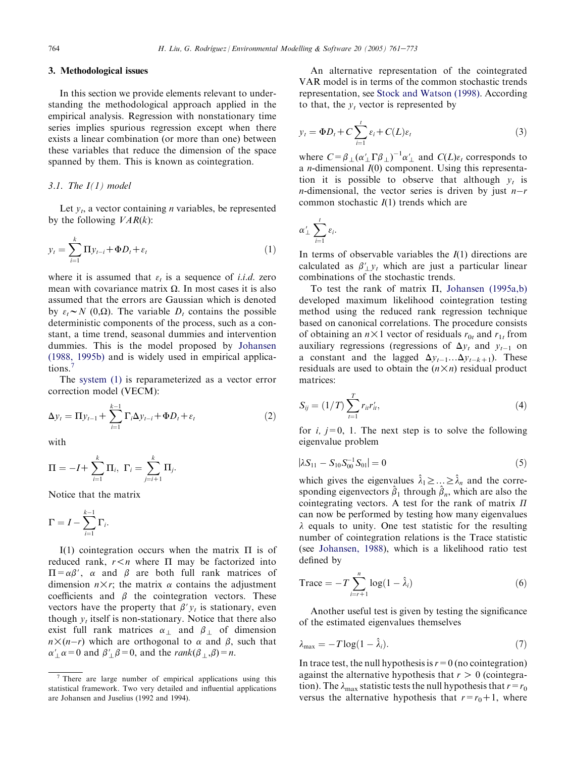## 3. Methodological issues

In this section we provide elements relevant to understanding the methodological approach applied in the empirical analysis. Regression with nonstationary time series implies spurious regression except when there exists a linear combination (or more than one) between these variables that reduce the dimension of the space spanned by them. This is known as cointegration.

### 3.1. The I(1) model

Let $y_t$, a vector containing $n$ variables, be represented by the following $VAR(k)$:

$$y_t = \sum_{i=1}^{k} \Pi y_{t-i} + \Phi D_t + \varepsilon_t \tag{1}$$

where it is assumed that $\varepsilon_t$ is a sequence of *i.i.d.* zero mean with covariance matrix $\Omega$. In most cases it is also assumed that the errors are Gaussian which is denoted by $\varepsilon_t \sim N(0,\Omega)$. The variable $D_t$ contains the possible deterministic components of the process, such as a constant, a time trend, seasonal dummies and intervention dummies. This is the model proposed by Johansen (1988, 1995b) and is widely used in empirical applications.[7]

The system (1) is reparameterized as a vector error correction model (VECM):

$$\Delta y_t = \Pi y_{t-1} + \sum_{i=1}^{k-1} \Gamma_i \Delta y_{t-i} + \Phi D_t + \varepsilon_t \tag{2}$$

with

$$\Pi = -I + \sum_{i=1}^{k} \Pi_i, \ \Gamma_i = \sum_{j=i+1}^{k} \Pi_j.$$

Notice that the matrix

$$\Gamma = I - \sum_{i=1}^{k-1} \Gamma_i.$$

I(1) cointegration occurs when the matrix $\Pi$ is of reduced rank, $r<n$ where $\Pi$ may be factorized into $\Pi = \alpha\beta'$, $\alpha$ and $\beta$ are both full rank matrices of dimension $n \times r$; the matrix $\alpha$ contains the adjustment coefficients and $\beta$ the cointegration vectors. These vectors have the property that $\beta' y_t$ is stationary, even though $y_t$ itself is non-stationary. Notice that there also exist full rank matrices $\alpha_\perp$ and $\beta_\perp$ of dimension $n \times (n-r)$ which are orthogonal to $\alpha$ and $\beta$, such that $\alpha'_\perp \alpha = 0$ and $\beta'_\perp \beta = 0$, and the $rank(\beta_\perp, \beta) = n$.

[7] There are large number of empirical applications using this statistical framework. Two very detailed and influential applications are Johansen and Juselius (1992 and 1994).

An alternative representation of the cointegrated VAR model is in terms of the common stochastic trends representation, see Stock and Watson (1998). According to that, the $y_t$ vector is represented by

$$y_t = \Phi D_t + C \sum_{i=1}^{t} \varepsilon_i + C(L)\varepsilon_t \tag{3}$$

where $C = \beta_\perp (\alpha'_\perp \Gamma \beta_\perp)^{-1} \alpha'_\perp$ and $C(L)\varepsilon_t$ corresponds to a $n$-dimensional $I(0)$ component. Using this representation it is possible to observe that although $y_t$ is $n$-dimensional, the vector series is driven by just $n-r$ common stochastic $I(1)$ trends which are

$$\alpha'_\perp \sum_{i=1}^{t} \varepsilon_i.$$

In terms of observable variables the $I(1)$ directions are calculated as $\beta'_\perp y_t$ which are just a particular linear combinations of the stochastic trends.

To test the rank of matrix $\Pi$, Johansen (1995a,b) developed maximum likelihood cointegration testing method using the reduced rank regression technique based on canonical correlations. The procedure consists of obtaining an $n \times 1$ vector of residuals $r_{0t}$ and $r_{1t}$ from auxiliary regressions (regressions of $\Delta y_t$ and $y_{t-1}$ on a constant and the lagged $\Delta y_{t-1} \ldots \Delta y_{t-k+1}$). These residuals are used to obtain the $(n \times n)$ residual product matrices:

$$S_{ij} = (1/T) \sum_{t=1}^{T} r_{it} r'_{it}, \tag{4}$$

for $i$, $j = 0$, 1. The next step is to solve the following eigenvalue problem

$$|\lambda S_{11} - S_{10} S_{00}^{-1} S_{01}| = 0 \tag{5}$$

which gives the eigenvalues $\hat{\lambda}_1 \geq \ldots \geq \hat{\lambda}_n$ and the corresponding eigenvectors $\hat{\beta}_1$ through $\hat{\beta}_n$, which are also the cointegrating vectors. A test for the rank of matrix $\Pi$ can now be performed by testing how many eigenvalues $\lambda$ equals to unity. One test statistic for the resulting number of cointegration relations is the Trace statistic (see Johansen, 1988), which is a likelihood ratio test defined by

$$\text{Trace} = -T \sum_{i=r+1}^{n} \log(1 - \hat{\lambda}_i) \tag{6}$$

Another useful test is given by testing the significance of the estimated eigenvalues themselves

$$\lambda_{\max} = -T \log(1 - \hat{\lambda}_i). \tag{7}$$

In trace test, the null hypothesis is $r=0$ (no cointegration) against the alternative hypothesis that $r > 0$ (cointegration). The $\lambda_{\max}$ statistic tests the null hypothesis that $r = r_0$ versus the alternative hypothesis that $r = r_0 + 1$, where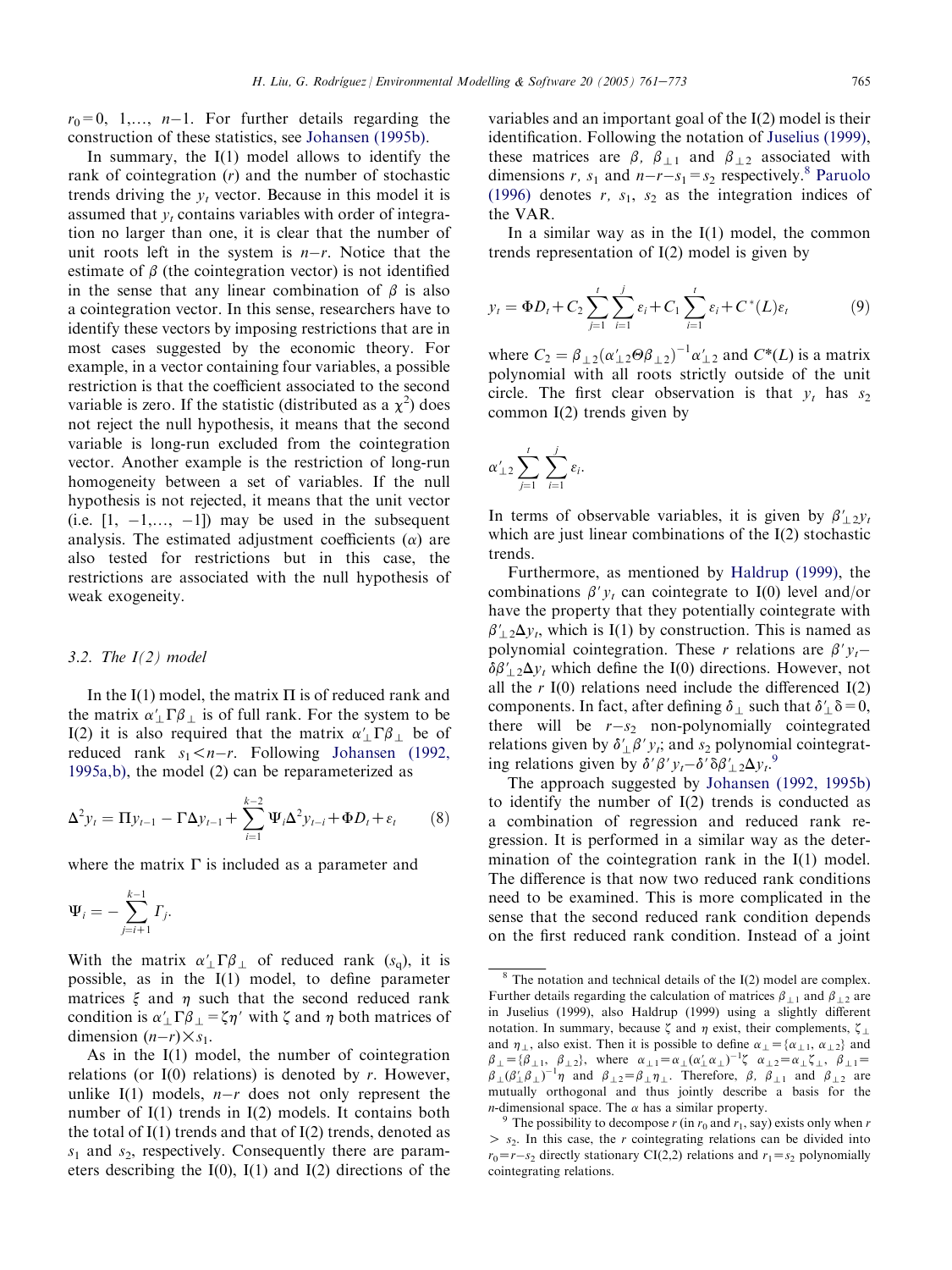$r_0 = 0$, 1,..., $n-1$. For further details regarding the construction of these statistics, see Johansen (1995b).

In summary, the I(1) model allows to identify the rank of cointegration ($r$) and the number of stochastic trends driving the $y_t$ vector. Because in this model it is assumed that $y_t$ contains variables with order of integration no larger than one, it is clear that the number of unit roots left in the system is $n-r$. Notice that the estimate of $\beta$ (the cointegration vector) is not identified in the sense that any linear combination of $\beta$ is also a cointegration vector. In this sense, researchers have to identify these vectors by imposing restrictions that are in most cases suggested by the economic theory. For example, in a vector containing four variables, a possible restriction is that the coefficient associated to the second variable is zero. If the statistic (distributed as a $\chi^2$) does not reject the null hypothesis, it means that the second variable is long-run excluded from the cointegration vector. Another example is the restriction of long-run homogeneity between a set of variables. If the null hypothesis is not rejected, it means that the unit vector (i.e. $[1, -1, \ldots, -1]$) may be used in the subsequent analysis. The estimated adjustment coefficients ($\alpha$) are also tested for restrictions but in this case, the restrictions are associated with the null hypothesis of weak exogeneity.

### 3.2. The I(2) model

In the I(1) model, the matrix $\Pi$ is of reduced rank and the matrix $\alpha'_{\perp}\Gamma\beta_{\perp}$ is of full rank. For the system to be I(2) it is also required that the matrix $\alpha'_{\perp}\Gamma\beta_{\perp}$ be of reduced rank $s_1 < n-r$. Following Johansen (1992, 1995a,b), the model (2) can be reparameterized as

$$\Delta^2 y_t = \Pi y_{t-1} - \Gamma \Delta y_{t-1} + \sum_{i=1}^{k-2} \Psi_i \Delta^2 y_{t-i} + \Phi D_t + \varepsilon_t \tag{8}$$

where the matrix $\Gamma$ is included as a parameter and

$$\Psi_i = -\sum_{j=i+1}^{k-1} \Gamma_j.$$

With the matrix $\alpha'_{\perp}\Gamma\beta_{\perp}$ of reduced rank ($s_q$), it is possible, as in the I(1) model, to define parameter matrices $\xi$ and $\eta$ such that the second reduced rank condition is $\alpha'_{\perp}\Gamma\beta_{\perp} = \zeta\eta'$ with $\zeta$ and $\eta$ both matrices of dimension $(n-r)\times s_1$.

As in the I(1) model, the number of cointegration relations (or I(0) relations) is denoted by $r$. However, unlike I(1) models, $n-r$ does not only represent the number of I(1) trends in I(2) models. It contains both the total of I(1) trends and that of I(2) trends, denoted as $s_1$ and $s_2$, respectively. Consequently there are parameters describing the I(0), I(1) and I(2) directions of the variables and an important goal of the I(2) model is their identification. Following the notation of Juselius (1999), these matrices are $\beta$, $\beta_{\perp 1}$ and $\beta_{\perp 2}$ associated with dimensions $r$, $s_1$ and $n-r-s_1 = s_2$ respectively.[8] Paruolo (1996) denotes $r$, $s_1$, $s_2$ as the integration indices of the VAR.

In a similar way as in the I(1) model, the common trends representation of I(2) model is given by

$$y_t = \Phi D_t + C_2 \sum_{j=1}^{t} \sum_{i=1}^{j} \varepsilon_i + C_1 \sum_{i=1}^{t} \varepsilon_i + C^*(L)\varepsilon_t \tag{9}$$

where $C_2 = \beta_{\perp 2}(\alpha'_{\perp 2}\Theta\beta_{\perp 2})^{-1}\alpha'_{\perp 2}$ and $C^*(L)$ is a matrix polynomial with all roots strictly outside of the unit circle. The first clear observation is that $y_t$ has $s_2$ common I(2) trends given by

$$\alpha'_{\perp 2} \sum_{j=1}^{t} \sum_{i=1}^{j} \varepsilon_i.$$

In terms of observable variables, it is given by $\beta'_{\perp 2} y_t$ which are just linear combinations of the I(2) stochastic trends.

Furthermore, as mentioned by Haldrup (1999), the combinations $\beta' y_t$ can cointegrate to I(0) level and/or have the property that they potentially cointegrate with $\beta'_{\perp 2}\Delta y_t$, which is I(1) by construction. This is named as polynomial cointegration. These $r$ relations are $\beta' y_t - \delta\beta'_{\perp 2}\Delta y_t$ which define the I(0) directions. However, not all the $r$ I(0) relations need include the differenced I(2) components. In fact, after defining $\delta_{\perp}$ such that $\delta'_{\perp}\delta = 0$, there will be $r-s_2$ non-polynomially cointegrated relations given by $\delta'_{\perp}\beta' y_t$; and $s_2$ polynomial cointegrating relations given by $\delta'\beta' y_t - \delta'\delta\beta'_{\perp 2}\Delta y_t$.[9]

The approach suggested by Johansen (1992, 1995b) to identify the number of I(2) trends is conducted as a combination of regression and reduced rank regression. It is performed in a similar way as the determination of the cointegration rank in the I(1) model. The difference is that now two reduced rank conditions need to be examined. This is more complicated in the sense that the second reduced rank condition depends on the first reduced rank condition. Instead of a joint

---

[8] The notation and technical details of the I(2) model are complex. Further details regarding the calculation of matrices $\beta_{\perp 1}$ and $\beta_{\perp 2}$ are in Juselius (1999), also Haldrup (1999) using a slightly different notation. In summary, because $\zeta$ and $\eta$ exist, their complements, $\zeta_{\perp}$ and $\eta_{\perp}$, also exist. Then it is possible to define $\alpha_{\perp} = \{\alpha_{\perp 1}, \alpha_{\perp 2}\}$ and $\beta_{\perp} = \{\beta_{\perp 1}, \beta_{\perp 2}\}$, where $\alpha_{\perp 1} = \alpha_{\perp}(\alpha'_{\perp}\alpha_{\perp})^{-1}\zeta$ $\alpha_{\perp 2} = \alpha_{\perp}\zeta_{\perp}$, $\beta_{\perp 1} = \beta_{\perp}(\beta'_{\perp}\beta_{\perp})^{-1}\eta$ and $\beta_{\perp 2} = \beta_{\perp}\eta_{\perp}$. Therefore, $\beta$, $\beta_{\perp 1}$ and $\beta_{\perp 2}$ are mutually orthogonal and thus jointly describe a basis for the $n$-dimensional space. The $\alpha$ has a similar property.

[9] The possibility to decompose $r$ (in $r_0$ and $r_1$, say) exists only when $r > s_2$. In this case, the $r$ cointegrating relations can be divided into $r_0 = r - s_2$ directly stationary CI(2,2) relations and $r_1 = s_2$ polynomially cointegrating relations.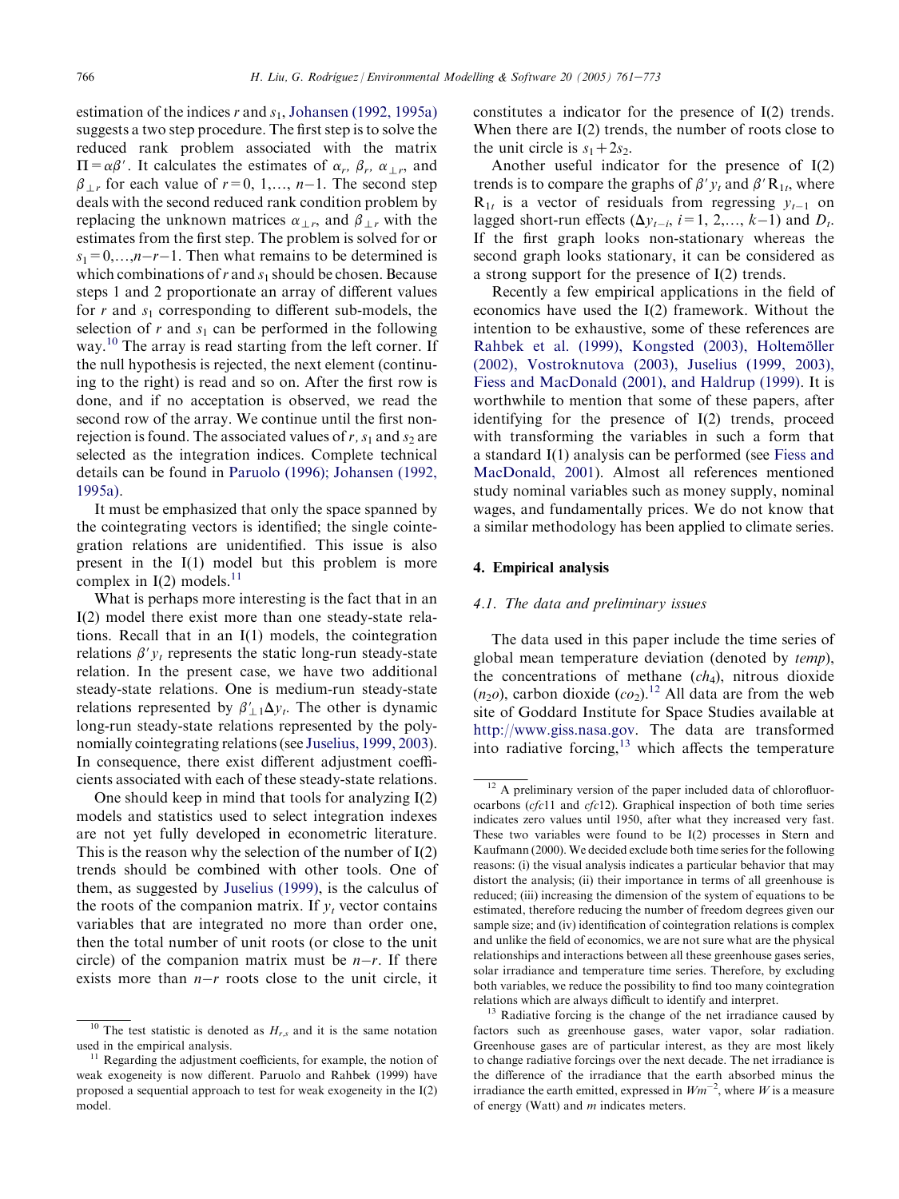estimation of the indices $r$ and $s_1$, Johansen (1992, 1995a) suggests a two step procedure. The first step is to solve the reduced rank problem associated with the matrix $\Pi = \alpha\beta'$. It calculates the estimates of $\alpha_r$, $\beta_r$, $\alpha_{\perp r}$, and $\beta_{\perp r}$ for each value of $r=0, 1,\ldots, n-1$. The second step deals with the second reduced rank condition problem by replacing the unknown matrices $\alpha_{\perp r}$, and $\beta_{\perp r}$ with the estimates from the first step. The problem is solved for or $s_1=0,\ldots,n-r-1$. Then what remains to be determined is which combinations of $r$ and $s_1$ should be chosen. Because steps 1 and 2 proportionate an array of different values for $r$ and $s_1$ corresponding to different sub-models, the selection of $r$ and $s_1$ can be performed in the following way.[10] The array is read starting from the left corner. If the null hypothesis is rejected, the next element (continuing to the right) is read and so on. After the first row is done, and if no acceptation is observed, we read the second row of the array. We continue until the first non-rejection is found. The associated values of $r$, $s_1$ and $s_2$ are selected as the integration indices. Complete technical details can be found in Paruolo (1996); Johansen (1992, 1995a).

It must be emphasized that only the space spanned by the cointegrating vectors is identified; the single cointegration relations are unidentified. This issue is also present in the I(1) model but this problem is more complex in I(2) models.[11]

What is perhaps more interesting is the fact that in an I(2) model there exist more than one steady-state relations. Recall that in an I(1) models, the cointegration relations $\beta' y_t$ represents the static long-run steady-state relation. In the present case, we have two additional steady-state relations. One is medium-run steady-state relations represented by $\beta'_{\perp 1}\Delta y_t$. The other is dynamic long-run steady-state relations represented by the polynomially cointegrating relations (see Juselius, 1999, 2003). In consequence, there exist different adjustment coefficients associated with each of these steady-state relations.

One should keep in mind that tools for analyzing I(2) models and statistics used to select integration indexes are not yet fully developed in econometric literature. This is the reason why the selection of the number of I(2) trends should be combined with other tools. One of them, as suggested by Juselius (1999), is the calculus of the roots of the companion matrix. If $y_t$ vector contains variables that are integrated no more than order one, then the total number of unit roots (or close to the unit circle) of the companion matrix must be $n-r$. If there exists more than $n-r$ roots close to the unit circle, it constitutes a indicator for the presence of I(2) trends. When there are I(2) trends, the number of roots close to the unit circle is $s_1+2s_2$.

Another useful indicator for the presence of I(2) trends is to compare the graphs of $\beta' y_t$ and $\beta' R_{1t}$, where $R_{1t}$ is a vector of residuals from regressing $y_{t-1}$ on lagged short-run effects ($\Delta y_{t-i}$, $i=1, 2,\ldots, k-1$) and $D_t$. If the first graph looks non-stationary whereas the second graph looks stationary, it can be considered as a strong support for the presence of I(2) trends.

Recently a few empirical applications in the field of economics have used the I(2) framework. Without the intention to be exhaustive, some of these references are Rahbek et al. (1999), Kongsted (2003), Holtemöller (2002), Vostroknutova (2003), Juselius (1999, 2003), Fiess and MacDonald (2001), and Haldrup (1999). It is worthwhile to mention that some of these papers, after identifying for the presence of I(2) trends, proceed with transforming the variables in such a form that a standard I(1) analysis can be performed (see Fiess and MacDonald, 2001). Almost all references mentioned study nominal variables such as money supply, nominal wages, and fundamentally prices. We do not know that a similar methodology has been applied to climate series.

## 4. Empirical analysis

### 4.1. The data and preliminary issues

The data used in this paper include the time series of global mean temperature deviation (denoted by *temp*), the concentrations of methane (*ch*$_4$), nitrous dioxide (*n*$_2$*o*), carbon dioxide (*co*$_2$).[12] All data are from the web site of Goddard Institute for Space Studies available at http://www.giss.nasa.gov. The data are transformed into radiative forcing,[13] which affects the temperature

---

[10] The test statistic is denoted as $H_{r,s}$ and it is the same notation used in the empirical analysis.

[11] Regarding the adjustment coefficients, for example, the notion of weak exogeneity is now different. Paruolo and Rahbek (1999) have proposed a sequential approach to test for weak exogeneity in the I(2) model.

[12] A preliminary version of the paper included data of chlorofluorocarbons (*cfc*11 and *cfc*12). Graphical inspection of both time series indicates zero values until 1950, after what they increased very fast. These two variables were found to be I(2) processes in Stern and Kaufmann (2000). We decided exclude both time series for the following reasons: (i) the visual analysis indicates a particular behavior that may distort the analysis; (ii) their importance in terms of all greenhouse is reduced; (iii) increasing the dimension of the system of equations to be estimated, therefore reducing the number of freedom degrees given our sample size; and (iv) identification of cointegration relations is complex and unlike the field of economics, we are not sure what are the physical relationships and interactions between all these greenhouse gases series, solar irradiance and temperature time series. Therefore, by excluding both variables, we reduce the possibility to find too many cointegration relations which are always difficult to identify and interpret.

[13] Radiative forcing is the change of the net irradiance caused by factors such as greenhouse gases, water vapor, solar radiation. Greenhouse gases are of particular interest, as they are most likely to change radiative forcings over the next decade. The net irradiance is the difference of the irradiance that the earth absorbed minus the irradiance the earth emitted, expressed in $Wm^{-2}$, where $W$ is a measure of energy (Watt) and $m$ indicates meters.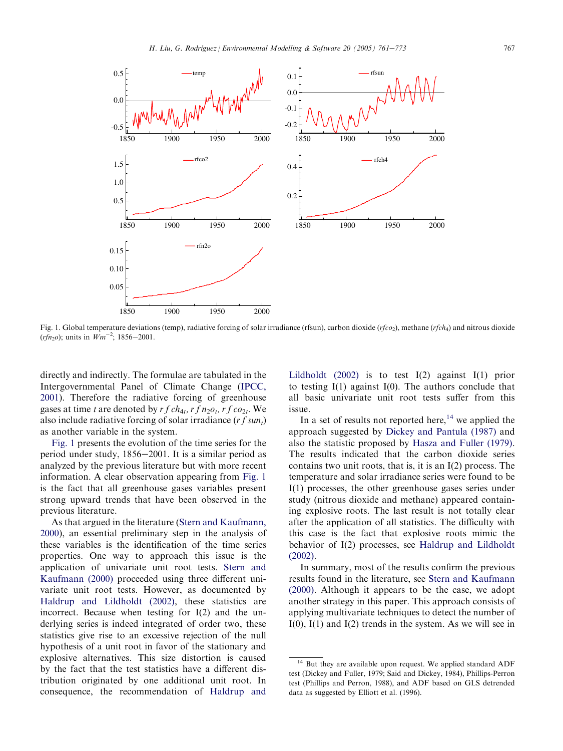Fig. 1. Global temperature deviations (temp), radiative forcing of solar irradiance (rfsun), carbon dioxide ($rfco_2$), methane ($rfch_4$) and nitrous dioxide ($rfn_2o$); units in $Wm^{-2}$; 1856–2001.

directly and indirectly. The formulae are tabulated in the Intergovernmental Panel of Climate Change (IPCC, 2001). Therefore the radiative forcing of greenhouse gases at time $t$ are denoted by $rfch_{4t}$, $rfn_2o_t$, $rfco_{2t}$. We also include radiative forcing of solar irradiance ($rfsun_t$) as another variable in the system.

Fig. 1 presents the evolution of the time series for the period under study, 1856–2001. It is a similar period as analyzed by the previous literature but with more recent information. A clear observation appearing from Fig. 1 is the fact that all greenhouse gases variables present strong upward trends that have been observed in the previous literature.

As that argued in the literature (Stern and Kaufmann, 2000), an essential preliminary step in the analysis of these variables is the identification of the time series properties. One way to approach this issue is the application of univariate unit root tests. Stern and Kaufmann (2000) proceeded using three different univariate unit root tests. However, as documented by Haldrup and Lildholdt (2002), these statistics are incorrect. Because when testing for I(2) and the underlying series is indeed integrated of order two, these statistics give rise to an excessive rejection of the null hypothesis of a unit root in favor of the stationary and explosive alternatives. This size distortion is caused by the fact that the test statistics have a different distribution originated by one additional unit root. In consequence, the recommendation of Haldrup and Lildholdt (2002) is to test I(2) against I(1) prior to testing I(1) against I(0). The authors conclude that all basic univariate unit root tests suffer from this issue.

In a set of results not reported here,[14] we applied the approach suggested by Dickey and Pantula (1987) and also the statistic proposed by Hasza and Fuller (1979). The results indicated that the carbon dioxide series contains two unit roots, that is, it is an I(2) process. The temperature and solar irradiance series were found to be I(1) processes, the other greenhouse gases series under study (nitrous dioxide and methane) appeared containing explosive roots. The last result is not totally clear after the application of all statistics. The difficulty with this case is the fact that explosive roots mimic the behavior of I(2) processes, see Haldrup and Lildholdt (2002).

In summary, most of the results confirm the previous results found in the literature, see Stern and Kaufmann (2000). Although it appears to be the case, we adopt another strategy in this paper. This approach consists of applying multivariate techniques to detect the number of I(0), I(1) and I(2) trends in the system. As we will see in

[14] But they are available upon request. We applied standard ADF test (Dickey and Fuller, 1979; Said and Dickey, 1984), Phillips-Perron test (Phillips and Perron, 1988), and ADF based on GLS detrended data as suggested by Elliott et al. (1996).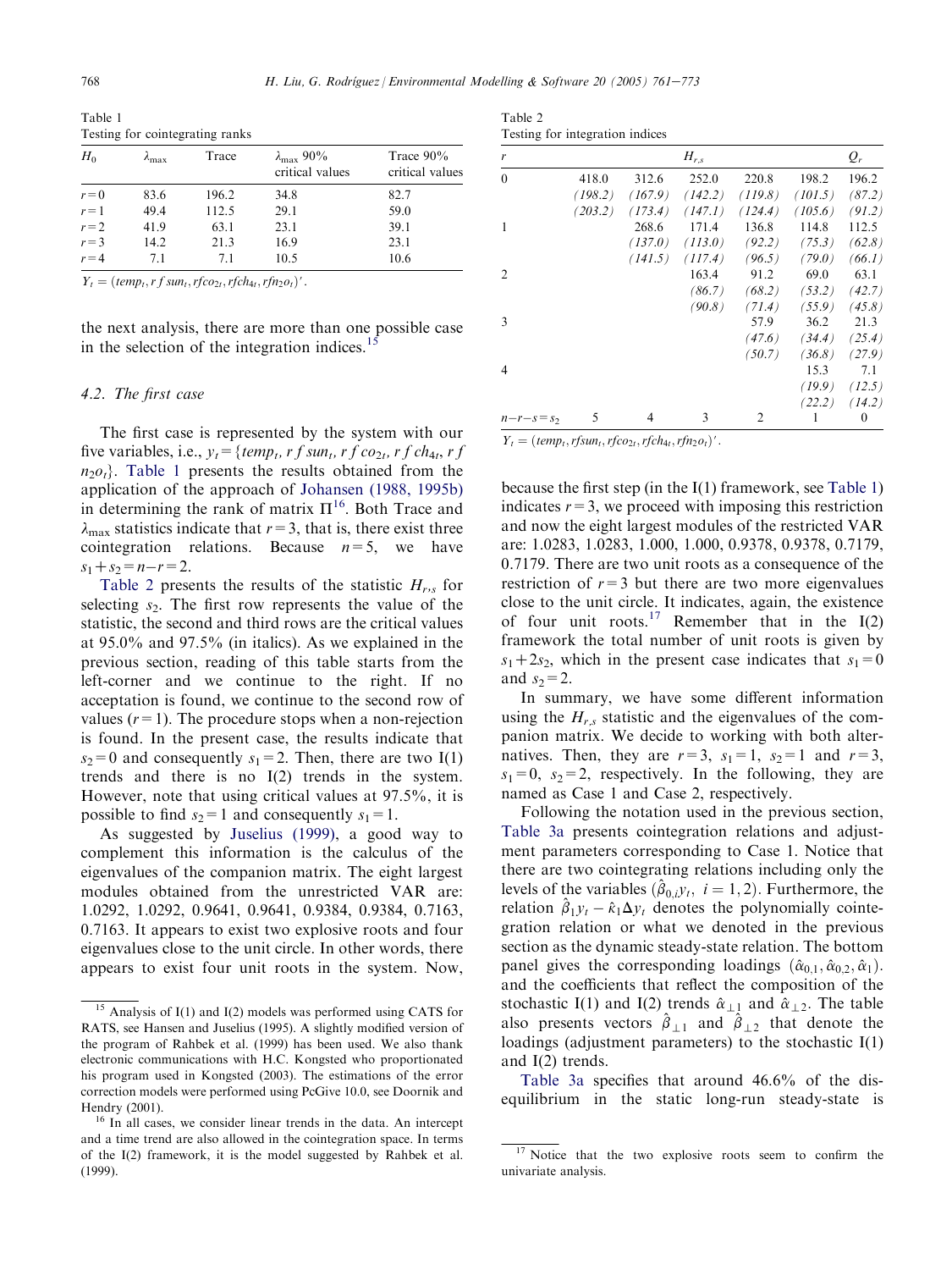Table 1
Testing for cointegrating ranks

| $H_0$ | $\lambda_{\max}$ | Trace | $\lambda_{\max}$ 90% critical values | Trace 90% critical values |
|---|---|---|---|---|
| $r=0$ | 83.6 | 196.2 | 34.8 | 82.7 |
| $r=1$ | 49.4 | 112.5 | 29.1 | 59.0 |
| $r=2$ | 41.9 | 63.1 | 23.1 | 39.1 |
| $r=3$ | 14.2 | 21.3 | 16.9 | 23.1 |
| $r=4$ | 7.1 | 7.1 | 10.5 | 10.6 |

$Y_t = (temp_t, rfsun_t, rfco_{2t}, rfch_{4t}, rfn_2o_t)'$.

the next analysis, there are more than one possible case in the selection of the integration indices.[15]

### 4.2. The first case

The first case is represented by the system with our five variables, i.e., $y_t = \{temp_t, rfsun_t, rfco_{2t}, rfch_{4t}, rfn_2o_t\}$. Table 1 presents the results obtained from the application of the approach of Johansen (1988, 1995b) in determining the rank of matrix $\Pi$[16]. Both Trace and $\lambda_{\max}$ statistics indicate that $r=3$, that is, there exist three cointegration relations. Because $n=5$, we have $s_1+s_2=n-r=2$.

Table 2 presents the results of the statistic $H_{r,s}$ for selecting $s_2$. The first row represents the value of the statistic, the second and third rows are the critical values at 95.0% and 97.5% (in italics). As we explained in the previous section, reading of this table starts from the left-corner and we continue to the right. If no acceptation is found, we continue to the second row of values ($r=1$). The procedure stops when a non-rejection is found. In the present case, the results indicate that $s_2=0$ and consequently $s_1=2$. Then, there are two I(1) trends and there is no I(2) trends in the system. However, note that using critical values at 97.5%, it is possible to find $s_2=1$ and consequently $s_1=1$.

As suggested by Juselius (1999), a good way to complement this information is the calculus of the eigenvalues of the companion matrix. The eight largest modules obtained from the unrestricted VAR are: 1.0292, 1.0292, 0.9641, 0.9641, 0.9384, 0.9384, 0.7163, 0.7163. It appears to exist two explosive roots and four eigenvalues close to the unit circle. In other words, there appears to exist four unit roots in the system. Now,

Table 2
Testing for integration indices

| $r$ | $H_{r,s}$ | | | | | $Q_r$ |
|---|---|---|---|---|---|---|
| 0 | 418.0 | 312.6 | 252.0 | 220.8 | 198.2 | 196.2 |
| | *(198.2)* | *(167.9)* | *(142.2)* | *(119.8)* | *(101.5)* | *(87.2)* |
| | *(203.2)* | *(173.4)* | *(147.1)* | *(124.4)* | *(105.6)* | *(91.2)* |
| 1 | | 268.6 | 171.4 | 136.8 | 114.8 | 112.5 |
| | | *(137.0)* | *(113.0)* | *(92.2)* | *(75.3)* | *(62.8)* |
| | | *(141.5)* | *(117.4)* | *(96.5)* | *(79.0)* | *(66.1)* |
| 2 | | | 163.4 | 91.2 | 69.0 | 63.1 |
| | | | *(86.7)* | *(68.2)* | *(53.2)* | *(42.7)* |
| | | | *(90.8)* | *(71.4)* | *(55.9)* | *(45.8)* |
| 3 | | | | 57.9 | 36.2 | 21.3 |
| | | | | *(47.6)* | *(34.4)* | *(25.4)* |
| | | | | *(50.7)* | *(36.8)* | *(27.9)* |
| 4 | | | | | 15.3 | 7.1 |
| | | | | | *(19.9)* | *(12.5)* |
| | | | | | *(22.2)* | *(14.2)* |
| $n-r-s=s_2$ | 5 | 4 | 3 | 2 | 1 | 0 |

$Y_t = (temp_t, rfsun_t, rfco_{2t}, rfch_{4t}, rfn_2o_t)'$.

because the first step (in the I(1) framework, see Table 1) indicates $r=3$, we proceed with imposing this restriction and now the eight largest modules of the restricted VAR are: 1.0283, 1.0283, 1.000, 1.000, 0.9378, 0.9378, 0.7179, 0.7179. There are two unit roots as a consequence of the restriction of $r=3$ but there are two more eigenvalues close to the unit circle. It indicates, again, the existence of four unit roots.[17] Remember that in the I(2) framework the total number of unit roots is given by $s_1+2s_2$, which in the present case indicates that $s_1=0$ and $s_2=2$.

In summary, we have some different information using the $H_{r,s}$ statistic and the eigenvalues of the companion matrix. We decide to working with both alternatives. Then, they are $r=3$, $s_1=1$, $s_2=1$ and $r=3$, $s_1=0$, $s_2=2$, respectively. In the following, they are named as Case 1 and Case 2, respectively.

Following the notation used in the previous section, Table 3a presents cointegration relations and adjustment parameters corresponding to Case 1. Notice that there are two cointegrating relations including only the levels of the variables ($\hat{\beta}_{0,i}y_t$, $i=1,2$). Furthermore, the relation $\hat{\beta}_1 y_t - \hat{\kappa}_1 \Delta y_t$ denotes the polynomially cointegration relation or what we denoted in the previous section as the dynamic steady-state relation. The bottom panel gives the corresponding loadings ($\hat{\alpha}_{0,1}, \hat{\alpha}_{0,2}, \hat{\alpha}_1$). and the coefficients that reflect the composition of the stochastic I(1) and I(2) trends $\hat{\alpha}_{\perp 1}$ and $\hat{\alpha}_{\perp 2}$. The table also presents vectors $\hat{\beta}_{\perp 1}$ and $\hat{\beta}_{\perp 2}$ that denote the loadings (adjustment parameters) to the stochastic I(1) and I(2) trends.

Table 3a specifies that around 46.6% of the disequilibrium in the static long-run steady-state is

---

[15] Analysis of I(1) and I(2) models was performed using CATS for RATS, see Hansen and Juselius (1995). A slightly modified version of the program of Rahbek et al. (1999) has been used. We also thank electronic communications with H.C. Kongsted who proportionated his program used in Kongsted (2003). The estimations of the error correction models were performed using PcGive 10.0, see Doornik and Hendry (2001).

[16] In all cases, we consider linear trends in the data. An intercept and a time trend are also allowed in the cointegration space. In terms of the I(2) framework, it is the model suggested by Rahbek et al. (1999).

[17] Notice that the two explosive roots seem to confirm the univariate analysis.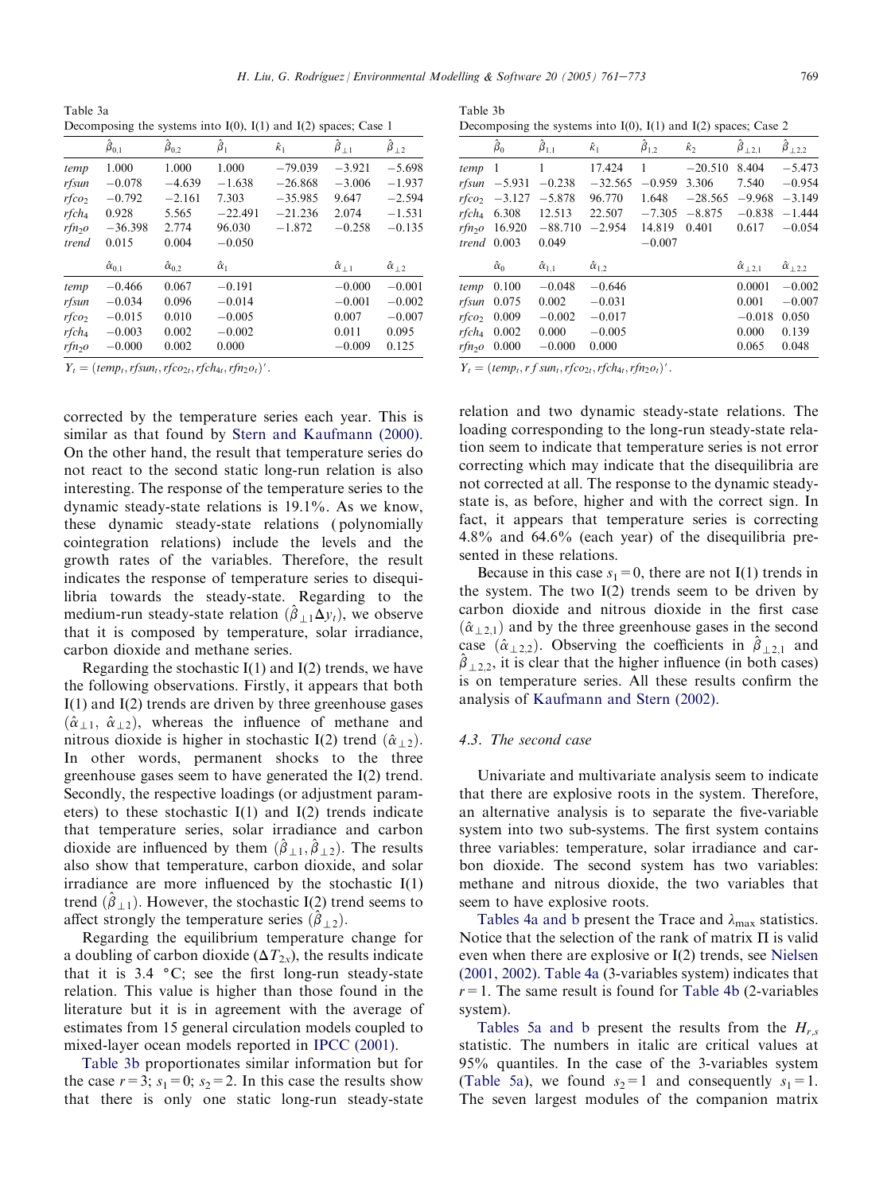Table 3a
Decomposing the systems into I(0), I(1) and I(2) spaces; Case 1

| | $\hat{\beta}_{0.1}$ | $\hat{\beta}_{0.2}$ | $\hat{\beta}_1$ | $\hat{\kappa}_1$ | $\hat{\beta}_{\perp 1}$ | $\hat{\beta}_{\perp 2}$ |
|---|---|---|---|---|---|---|
| *temp* | 1.000 | 1.000 | 1.000 | −79.039 | −3.921 | −5.698 |
| *rfsun* | −0.078 | −4.639 | −1.638 | −26.868 | −3.006 | −1.937 |
| *rfco*$_2$ | −0.792 | −2.161 | 7.303 | −35.985 | 9.647 | −2.594 |
| *rfch*$_4$ | 0.928 | 5.565 | −22.491 | −21.236 | 2.074 | −1.531 |
| *rfn*$_2$*o* | −36.398 | 2.774 | 96.030 | −1.872 | −0.258 | −0.135 |
| *trend* | 0.015 | 0.004 | −0.050 | | | |
| | $\hat{\alpha}_{0.1}$ | $\hat{\alpha}_{0.2}$ | $\hat{\alpha}_1$ | | $\hat{\alpha}_{\perp 1}$ | $\hat{\alpha}_{\perp 2}$ |
| *temp* | −0.466 | 0.067 | −0.191 | | −0.000 | −0.001 |
| *rfsun* | −0.034 | 0.096 | −0.014 | | −0.001 | −0.002 |
| *rfco*$_2$ | −0.015 | 0.010 | −0.005 | | 0.007 | −0.007 |
| *rfch*$_4$ | −0.003 | 0.002 | −0.002 | | 0.011 | 0.095 |
| *rfn*$_2$*o* | −0.000 | 0.002 | 0.000 | | −0.009 | 0.125 |

$Y_t = (temp_t, rfsun_t, rfco_{2t}, rfch_{4t}, rfn_2o_t)'$.

corrected by the temperature series each year. This is similar as that found by Stern and Kaufmann (2000). On the other hand, the result that temperature series do not react to the second static long-run relation is also interesting. The response of the temperature series to the dynamic steady-state relations is 19.1%. As we know, these dynamic steady-state relations (polynomially cointegration relations) include the levels and the growth rates of the variables. Therefore, the result indicates the response of temperature series to disequilibria towards the steady-state. Regarding to the medium-run steady-state relation ($\hat{\beta}_{\perp 1}\Delta y_t$), we observe that it is composed by temperature, solar irradiance, carbon dioxide and methane series.

Regarding the stochastic I(1) and I(2) trends, we have the following observations. Firstly, it appears that both I(1) and I(2) trends are driven by three greenhouse gases ($\hat{\alpha}_{\perp 1}$, $\hat{\alpha}_{\perp 2}$), whereas the influence of methane and nitrous dioxide is higher in stochastic I(2) trend ($\hat{\alpha}_{\perp 2}$). In other words, permanent shocks to the three greenhouse gases seem to have generated the I(2) trend. Secondly, the respective loadings (or adjustment parameters) to these stochastic I(1) and I(2) trends indicate that temperature series, solar irradiance and carbon dioxide are influenced by them ($\hat{\beta}_{\perp 1}, \hat{\beta}_{\perp 2}$). The results also show that temperature, carbon dioxide, and solar irradiance are more influenced by the stochastic I(1) trend ($\hat{\beta}_{\perp 1}$). However, the stochastic I(2) trend seems to affect strongly the temperature series ($\hat{\beta}_{\perp 2}$).

Regarding the equilibrium temperature change for a doubling of carbon dioxide ($\Delta T_{2x}$), the results indicate that it is 3.4 °C; see the first long-run steady-state relation. This value is higher than those found in the literature but it is in agreement with the average of estimates from 15 general circulation models coupled to mixed-layer ocean models reported in IPCC (2001).

Table 3b proportionates similar information but for the case $r=3$; $s_1=0$; $s_2=2$. In this case the results show that there is only one static long-run steady-state relation and two dynamic steady-state relations. The loading corresponding to the long-run steady-state relation seem to indicate that temperature series is not error correcting which may indicate that the disequilibria are not corrected at all. The response to the dynamic steady-state is, as before, higher and with the correct sign. In fact, it appears that temperature series is correcting 4.8% and 64.6% (each year) of the disequilibria presented in these relations.

Table 3b
Decomposing the systems into I(0), I(1) and I(2) spaces; Case 2

| | $\hat{\beta}_0$ | $\hat{\beta}_{1.1}$ | $\hat{\kappa}_1$ | $\hat{\beta}_{1.2}$ | $\hat{\kappa}_2$ | $\hat{\beta}_{\perp 2.1}$ | $\hat{\beta}_{\perp 2.2}$ |
|---|---|---|---|---|---|---|---|
| *temp* | 1 | 1 | 17.424 | 1 | −20.510 | 8.404 | −5.473 |
| *rfsun* | −5.931 | −0.238 | −32.565 | −0.959 | 3.306 | 7.540 | −0.954 |
| *rfco*$_2$ | −3.127 | −5.878 | 96.770 | 1.648 | −28.565 | −9.968 | −3.149 |
| *rfch*$_4$ | 6.308 | 12.513 | 22.507 | −7.305 | −8.875 | −0.838 | −1.444 |
| *rfn*$_2$*o* | 16.920 | −88.710 | −2.954 | 14.819 | 0.401 | 0.617 | −0.054 |
| *trend* | 0.003 | 0.049 | | −0.007 | | | |
| | $\hat{\alpha}_0$ | $\hat{\alpha}_{1.1}$ | $\hat{\alpha}_{1.2}$ | | | $\hat{\alpha}_{\perp 2.1}$ | $\hat{\alpha}_{\perp 2.2}$ |
| *temp* | 0.100 | −0.048 | −0.646 | | | 0.0001 | −0.002 |
| *rfsun* | 0.075 | 0.002 | −0.031 | | | 0.001 | −0.007 |
| *rfco*$_2$ | 0.009 | −0.002 | −0.017 | | | −0.018 | 0.050 |
| *rfch*$_4$ | 0.002 | 0.000 | −0.005 | | | 0.000 | 0.139 |
| *rfn*$_2$*o* | 0.000 | −0.000 | 0.000 | | | 0.065 | 0.048 |

$Y_t = (temp_t, rfsun_t, rfco_{2t}, rfch_{4t}, rfn_2o_t)'$.

Because in this case $s_1=0$, there are not I(1) trends in the system. The two I(2) trends seem to be driven by carbon dioxide and nitrous dioxide in the first case ($\hat{\alpha}_{\perp 2,1}$) and by the three greenhouse gases in the second case ($\hat{\alpha}_{\perp 2,2}$). Observing the coefficients in $\hat{\beta}_{\perp 2,1}$ and $\hat{\beta}_{\perp 2,2}$, it is clear that the higher influence (in both cases) is on temperature series. All these results confirm the analysis of Kaufmann and Stern (2002).

### 4.3. The second case

Univariate and multivariate analysis seem to indicate that there are explosive roots in the system. Therefore, an alternative analysis is to separate the five-variable system into two sub-systems. The first system contains three variables: temperature, solar irradiance and carbon dioxide. The second system has two variables: methane and nitrous dioxide, the two variables that seem to have explosive roots.

Tables 4a and b present the Trace and $\lambda_{\max}$ statistics. Notice that the selection of the rank of matrix $\Pi$ is valid even when there are explosive or I(2) trends, see Nielsen (2001, 2002). Table 4a (3-variables system) indicates that $r=1$. The same result is found for Table 4b (2-variables system).

Tables 5a and b present the results from the $H_{r,s}$ statistic. The numbers in italic are critical values at 95% quantiles. In the case of the 3-variables system (Table 5a), we found $s_2=1$ and consequently $s_1=1$. The seven largest modules of the companion matrix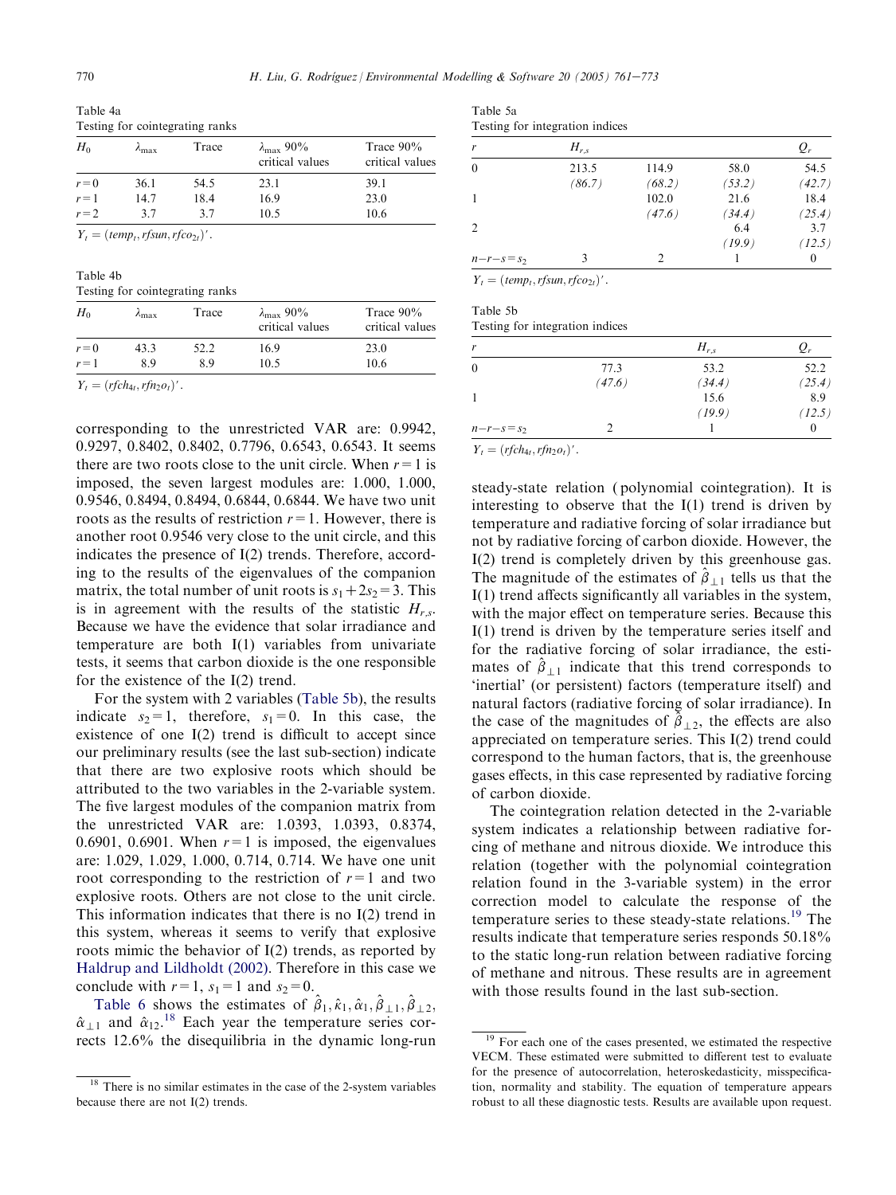Table 4a
Testing for cointegrating ranks

| $H_0$ | $\lambda_{max}$ | Trace | $\lambda_{max}$ 90% critical values | Trace 90% critical values |
|---|---|---|---|---|
| $r=0$ | 36.1 | 54.5 | 23.1 | 39.1 |
| $r=1$ | 14.7 | 18.4 | 16.9 | 23.0 |
| $r=2$ | 3.7 | 3.7 | 10.5 | 10.6 |

$Y_t = (temp_t, rfsun, rfco_{2t})'$.

Table 4b
Testing for cointegrating ranks

| $H_0$ | $\lambda_{max}$ | Trace | $\lambda_{max}$ 90% critical values | Trace 90% critical values |
|---|---|---|---|---|
| $r=0$ | 43.3 | 52.2 | 16.9 | 23.0 |
| $r=1$ | 8.9 | 8.9 | 10.5 | 10.6 |

$Y_t = (rfch_{4t}, rfn_2o_t)'$.

corresponding to the unrestricted VAR are: 0.9942, 0.9297, 0.8402, 0.8402, 0.7796, 0.6543, 0.6543. It seems there are two roots close to the unit circle. When $r=1$ is imposed, the seven largest modules are: 1.000, 1.000, 0.9546, 0.8494, 0.8494, 0.6844, 0.6844. We have two unit roots as the results of restriction $r=1$. However, there is another root 0.9546 very close to the unit circle, and this indicates the presence of I(2) trends. Therefore, according to the results of the eigenvalues of the companion matrix, the total number of unit roots is $s_1+2s_2=3$. This is in agreement with the results of the statistic $H_{r,s}$. Because we have the evidence that solar irradiance and temperature are both I(1) variables from univariate tests, it seems that carbon dioxide is the one responsible for the existence of the I(2) trend.

For the system with 2 variables (Table 5b), the results indicate $s_2=1$, therefore, $s_1=0$. In this case, the existence of one I(2) trend is difficult to accept since our preliminary results (see the last sub-section) indicate that there are two explosive roots which should be attributed to the two variables in the 2-variable system. The five largest modules of the companion matrix from the unrestricted VAR are: 1.0393, 1.0393, 0.8374, 0.6901, 0.6901. When $r=1$ is imposed, the eigenvalues are: 1.029, 1.029, 1.000, 0.714, 0.714. We have one unit root corresponding to the restriction of $r=1$ and two explosive roots. Others are not close to the unit circle. This information indicates that there is no I(2) trend in this system, whereas it seems to verify that explosive roots mimic the behavior of I(2) trends, as reported by Haldrup and Lildholdt (2002). Therefore in this case we conclude with $r=1$, $s_1=1$ and $s_2=0$.

Table 6 shows the estimates of $\hat{\beta}_1, \hat{\kappa}_1, \hat{\alpha}_1, \hat{\beta}_{\perp 1}, \hat{\beta}_{\perp 2}, \hat{\alpha}_{\perp 1}$ and $\hat{\alpha}_{12}$.[18] Each year the temperature series corrects 12.6% the disequilibria in the dynamic long-run

Table 5a
Testing for integration indices

| $r$ | $H_{r,s}$ | | | $Q_r$ |
|---|---|---|---|---|
| 0 | 213.5 | 114.9 | 58.0 | 54.5 |
| | (86.7) | (68.2) | (53.2) | (42.7) |
| 1 | | 102.0 | 21.6 | 18.4 |
| | | (47.6) | (34.4) | (25.4) |
| 2 | | | 6.4 | 3.7 |
| | | | (19.9) | (12.5) |
| $n-r-s=s_2$ | 3 | 2 | 1 | 0 |

$Y_t = (temp_t, rfsun, rfco_{2t})'$.

Table 5b
Testing for integration indices

| $r$ | $H_{r,s}$ | | $Q_r$ |
|---|---|---|---|
| 0 | 77.3 | 53.2 | 52.2 |
| | (47.6) | (34.4) | (25.4) |
| 1 | | 15.6 | 8.9 |
| | | (19.9) | (12.5) |
| $n-r-s=s_2$ | 2 | 1 | 0 |

$Y_t = (rfch_{4t}, rfn_2o_t)'$.

steady-state relation (polynomial cointegration). It is interesting to observe that the I(1) trend is driven by temperature and radiative forcing of solar irradiance but not by radiative forcing of carbon dioxide. However, the I(2) trend is completely driven by this greenhouse gas. The magnitude of the estimates of $\hat{\beta}_{\perp 1}$ tells us that the I(1) trend affects significantly all variables in the system, with the major effect on temperature series. Because this I(1) trend is driven by the temperature series itself and for the radiative forcing of solar irradiance, the estimates of $\hat{\beta}_{\perp 1}$ indicate that this trend corresponds to 'inertial' (or persistent) factors (temperature itself) and natural factors (radiative forcing of solar irradiance). In the case of the magnitudes of $\hat{\beta}_{\perp 2}$, the effects are also appreciated on temperature series. This I(2) trend could correspond to the human factors, that is, the greenhouse gases effects, in this case represented by radiative forcing of carbon dioxide.

The cointegration relation detected in the 2-variable system indicates a relationship between radiative forcing of methane and nitrous dioxide. We introduce this relation (together with the polynomial cointegration relation found in the 3-variable system) in the error correction model to calculate the response of the temperature series to these steady-state relations.[19] The results indicate that temperature series responds 50.18% to the static long-run relation between radiative forcing of methane and nitrous. These results are in agreement with those results found in the last sub-section.

[18] There is no similar estimates in the case of the 2-system variables because there are not I(2) trends.

[19] For each one of the cases presented, we estimated the respective VECM. These estimated were submitted to different test to evaluate for the presence of autocorrelation, heteroskedasticity, misspecification, normality and stability. The equation of temperature appears robust to all these diagnostic tests. Results are available upon request.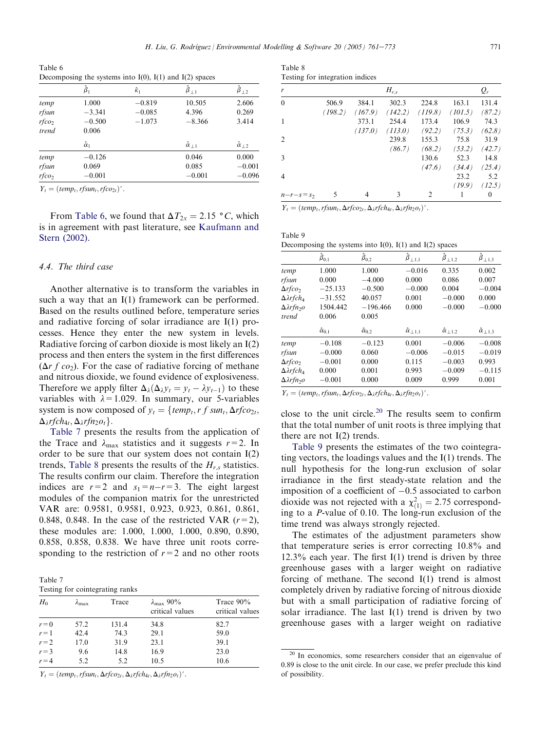Table 6
Decomposing the systems into I(0), I(1) and I(2) spaces

| | $\hat{\beta}_1$ | $\hat{\kappa}_1$ | $\hat{\beta}_{\perp 1}$ | $\hat{\beta}_{\perp 2}$ |
|---|---|---|---|---|
| *temp* | 1.000 | −0.819 | 10.505 | 2.606 |
| *rfsun* | −3.341 | −0.085 | 4.396 | 0.269 |
| *rfco*$_2$ | −0.500 | −1.073 | −8.366 | 3.414 |
| *trend* | 0.006 | | | |
| | $\hat{\alpha}_1$ | | $\hat{\alpha}_{\perp 1}$ | $\hat{\alpha}_{\perp 2}$ |
| *temp* | −0.126 | | 0.046 | 0.000 |
| *rfsun* | 0.069 | | 0.085 | −0.001 |
| *rfco*$_2$ | −0.001 | | −0.001 | −0.096 |

$Y_t = (temp_t, rfsun_t, rfco_{2t})'$.

From Table 6, we found that $\Delta T_{2x} = 2.15$ °C, which is in agreement with past literature, see Kaufmann and Stern (2002).

### 4.4. The third case

Another alternative is to transform the variables in such a way that an I(1) framework can be performed. Based on the results outlined before, temperature series and radiative forcing of solar irradiance are I(1) processes. Hence they enter the new system in levels. Radiative forcing of carbon dioxide is most likely an I(2) process and then enters the system in the first differences ($\Delta rfco_2$). For the case of radiative forcing of methane and nitrous dioxide, we found evidence of explosiveness. Therefore we apply filter $\Delta_\lambda(\Delta_\lambda y_t = y_t - \lambda y_{t-1})$ to these variables with $\lambda = 1.029$. In summary, our 5-variables system is now composed of $y_t = \{temp_t, rfsun_t, \Delta rfco_{2t}, \Delta_\lambda rfch_{4t}, \Delta_\lambda rfn_2o_t\}$.

Table 7 presents the results from the application of the Trace and $\lambda_{\max}$ statistics and it suggests $r = 2$. In order to be sure that our system does not contain I(2) trends, Table 8 presents the results of the $H_{r,s}$ statistics. The results confirm our claim. Therefore the integration indices are $r = 2$ and $s_1 = n - r = 3$. The eight largest modules of the companion matrix for the unrestricted VAR are: 0.9581, 0.9581, 0.923, 0.923, 0.861, 0.861, 0.848, 0.848. In the case of the restricted VAR ($r = 2$), these modules are: 1.000, 1.000, 1.000, 0.890, 0.890, 0.858, 0.858, 0.838. We have three unit roots corresponding to the restriction of $r = 2$ and no other roots close to the unit circle.[20] The results seem to confirm that the total number of unit roots is three implying that there are not I(2) trends.

Table 7
Testing for cointegrating ranks

| $H_0$ | $\lambda_{\max}$ | Trace | $\lambda_{\max}$ 90% critical values | Trace 90% critical values |
|---|---|---|---|---|
| $r=0$ | 57.2 | 131.4 | 34.8 | 82.7 |
| $r=1$ | 42.4 | 74.3 | 29.1 | 59.0 |
| $r=2$ | 17.0 | 31.9 | 23.1 | 39.1 |
| $r=3$ | 9.6 | 14.8 | 16.9 | 23.0 |
| $r=4$ | 5.2 | 5.2 | 10.5 | 10.6 |

$Y_t = (temp_t, rfsun_t, \Delta rfco_{2t}, \Delta_\lambda rfch_{4t}, \Delta_\lambda rfn_2o_t)'$.

Table 8
Testing for integration indices

| $r$ | $H_{r,s}$ | | | | | $Q_r$ |
|---|---|---|---|---|---|---|
| 0 | 506.9 | 384.1 | 302.3 | 224.8 | 163.1 | 131.4 |
| | *(198.2)* | *(167.9)* | *(142.2)* | *(119.8)* | *(101.5)* | *(87.2)* |
| 1 | | 373.1 | 254.4 | 173.4 | 106.9 | 74.3 |
| | | *(137.0)* | *(113.0)* | *(92.2)* | *(75.3)* | *(62.8)* |
| 2 | | | 239.8 | 155.3 | 75.8 | 31.9 |
| | | | *(86.7)* | *(68.2)* | *(53.2)* | *(42.7)* |
| 3 | | | | 130.6 | 52.3 | 14.8 |
| | | | | *(47.6)* | *(34.4)* | *(25.4)* |
| 4 | | | | | 23.2 | 5.2 |
| | | | | | *(19.9)* | *(12.5)* |
| $n-r-s=s_2$ | 5 | 4 | 3 | 2 | 1 | 0 |

$Y_t = (temp_t, rfsun_t, \Delta rfco_{2t}, \Delta_\lambda rfch_{4t}, \Delta_\lambda rfn_2o_t)'$.

Table 9
Decomposing the systems into I(0), I(1) and I(2) spaces

| | $\hat{\beta}_{0,1}$ | $\hat{\beta}_{0,2}$ | $\hat{\beta}_{\perp 1,1}$ | $\hat{\beta}_{\perp 1,2}$ | $\hat{\beta}_{\perp 1,3}$ |
|---|---|---|---|---|---|
| *temp* | 1.000 | 1.000 | −0.016 | 0.335 | 0.002 |
| *rfsun* | 0.000 | −4.000 | 0.000 | 0.086 | 0.007 |
| $\Delta rfco_2$ | −25.133 | −0.500 | −0.000 | 0.004 | −0.004 |
| $\Delta\lambda rfch_4$ | −31.552 | 40.057 | 0.001 | −0.000 | 0.000 |
| $\Delta\lambda rfn_2o$ | 1504.442 | −196.466 | 0.000 | −0.000 | −0.000 |
| *trend* | 0.006 | 0.005 | | | |
| | $\hat{\alpha}_{0,1}$ | $\hat{\alpha}_{0,2}$ | $\hat{\alpha}_{\perp 1,1}$ | $\hat{\alpha}_{\perp 1,2}$ | $\hat{\alpha}_{\perp 1,3}$ |
| *temp* | −0.108 | −0.123 | 0.001 | −0.006 | −0.008 |
| *rfsun* | −0.000 | 0.060 | −0.006 | −0.015 | −0.019 |
| $\Delta rfco_2$ | −0.001 | 0.000 | 0.115 | −0.003 | 0.993 |
| $\Delta\lambda rfch_4$ | 0.000 | 0.001 | 0.993 | −0.009 | −0.115 |
| $\Delta\lambda rfn_2o$ | −0.001 | 0.000 | 0.009 | 0.999 | 0.001 |

$Y_t = (temp_t, rfsun_t, \Delta rfco_{2t}, \Delta_\lambda rfch_{4t}, \Delta_\lambda rfn_2o_t)'$.

Table 9 presents the estimates of the two cointegrating vectors, the loadings values and the I(1) trends. The null hypothesis for the long-run exclusion of solar irradiance in the first steady-state relation and the imposition of a coefficient of −0.5 associated to carbon dioxide was not rejected with a $\chi^2_{(1)} = 2.75$ corresponding to a $P$-value of 0.10. The long-run exclusion of the time trend was always strongly rejected.

The estimates of the adjustment parameters show that temperature series is error correcting 10.8% and 12.3% each year. The first I(1) trend is driven by three greenhouse gases with a larger weight on radiative forcing of methane. The second I(1) trend is almost completely driven by radiative forcing of nitrous dioxide but with a small participation of radiative forcing of solar irradiance. The last I(1) trend is driven by two greenhouse gases with a larger weight on radiative

[20] In economics, some researchers consider that an eigenvalue of 0.89 is close to the unit circle. In our case, we prefer preclude this kind of possibility.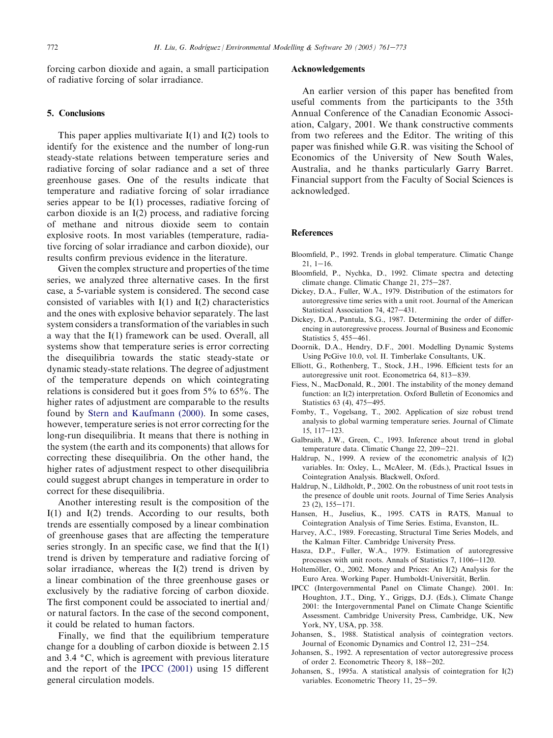forcing carbon dioxide and again, a small participation of radiative forcing of solar irradiance.

## 5. Conclusions

This paper applies multivariate I(1) and I(2) tools to identify for the existence and the number of long-run steady-state relations between temperature series and radiative forcing of solar radiance and a set of three greenhouse gases. One of the results indicate that temperature and radiative forcing of solar irradiance series appear to be I(1) processes, radiative forcing of carbon dioxide is an I(2) process, and radiative forcing of methane and nitrous dioxide seem to contain explosive roots. In most variables (temperature, radiative forcing of solar irradiance and carbon dioxide), our results confirm previous evidence in the literature.

Given the complex structure and properties of the time series, we analyzed three alternative cases. In the first case, a 5-variable system is considered. The second case consisted of variables with I(1) and I(2) characteristics and the ones with explosive behavior separately. The last system considers a transformation of the variables in such a way that the I(1) framework can be used. Overall, all systems show that temperature series is error correcting the disequilibria towards the static steady-state or dynamic steady-state relations. The degree of adjustment of the temperature depends on which cointegrating relations is considered but it goes from 5% to 65%. The higher rates of adjustment are comparable to the results found by Stern and Kaufmann (2000). In some cases, however, temperature series is not error correcting for the long-run disequilibria. It means that there is nothing in the system (the earth and its components) that allows for correcting these disequilibria. On the other hand, the higher rates of adjustment respect to other disequilibria could suggest abrupt changes in temperature in order to correct for these disequilibria.

Another interesting result is the composition of the I(1) and I(2) trends. According to our results, both trends are essentially composed by a linear combination of greenhouse gases that are affecting the temperature series strongly. In an specific case, we find that the I(1) trend is driven by temperature and radiative forcing of solar irradiance, whereas the I(2) trend is driven by a linear combination of the three greenhouse gases or exclusively by the radiative forcing of carbon dioxide. The first component could be associated to inertial and/or natural factors. In the case of the second component, it could be related to human factors.

Finally, we find that the equilibrium temperature change for a doubling of carbon dioxide is between 2.15 and 3.4 °C, which is agreement with previous literature and the report of the IPCC (2001) using 15 different general circulation models.

## Acknowledgements

An earlier version of this paper has benefited from useful comments from the participants to the 35th Annual Conference of the Canadian Economic Association, Calgary, 2001. We thank constructive comments from two referees and the Editor. The writing of this paper was finished while G.R. was visiting the School of Economics of the University of New South Wales, Australia, and he thanks particularly Garry Barret. Financial support from the Faculty of Social Sciences is acknowledged.

## References

Bloomfield, P., 1992. Trends in global temperature. Climatic Change 21, 1–16.

Bloomfield, P., Nychka, D., 1992. Climate spectra and detecting climate change. Climatic Change 21, 275–287.

Dickey, D.A., Fuller, W.A., 1979. Distribution of the estimators for autoregressive time series with a unit root. Journal of the American Statistical Association 74, 427–431.

Dickey, D.A., Pantula, S.G., 1987. Determining the order of differencing in autoregressive process. Journal of Business and Economic Statistics 5, 455–461.

Doornik, D.A., Hendry, D.F., 2001. Modelling Dynamic Systems Using PcGive 10.0, vol. II. Timberlake Consultants, UK.

Elliott, G., Rothenberg, T., Stock, J.H., 1996. Efficient tests for an autoregressive unit root. Econometrica 64, 813–839.

Fiess, N., MacDonald, R., 2001. The instability of the money demand function: an I(2) interpretation. Oxford Bulletin of Economics and Statistics 63 (4), 475–495.

Fomby, T., Vogelsang, T., 2002. Application of size robust trend analysis to global warming temperature series. Journal of Climate 15, 117–123.

Galbraith, J.W., Green, C., 1993. Inference about trend in global temperature data. Climatic Change 22, 209–221.

Haldrup, N., 1999. A review of the econometric analysis of I(2) variables. In: Oxley, L., McAleer, M. (Eds.), Practical Issues in Cointegration Analysis. Blackwell, Oxford.

Haldrup, N., Lildholdt, P., 2002. On the robustness of unit root tests in the presence of double unit roots. Journal of Time Series Analysis 23 (2), 155–171.

Hansen, H., Juselius, K., 1995. CATS in RATS, Manual to Cointegration Analysis of Time Series. Estima, Evanston, IL.

Harvey, A.C., 1989. Forecasting, Structural Time Series Models, and the Kalman Filter. Cambridge University Press.

Hasza, D.P., Fuller, W.A., 1979. Estimation of autoregressive processes with unit roots. Annals of Statistics 7, 1106–1120.

Holtemöller, O., 2002. Money and Prices: An I(2) Analysis for the Euro Area. Working Paper. Humboldt-Universität, Berlin.

IPCC (Intergovernmental Panel on Climate Change). 2001. In: Houghton, J.T., Ding, Y., Griggs, D.J. (Eds.), Climate Change 2001: the Intergovernmental Panel on Climate Change Scientific Assessment. Cambridge University Press, Cambridge, UK, New York, NY, USA, pp. 358.

Johansen, S., 1988. Statistical analysis of cointegration vectors. Journal of Economic Dynamics and Control 12, 231–254.

Johansen, S., 1992. A representation of vector autoregressive process of order 2. Econometric Theory 8, 188–202.

Johansen, S., 1995a. A statistical analysis of cointegration for I(2) variables. Econometric Theory 11, 25–59.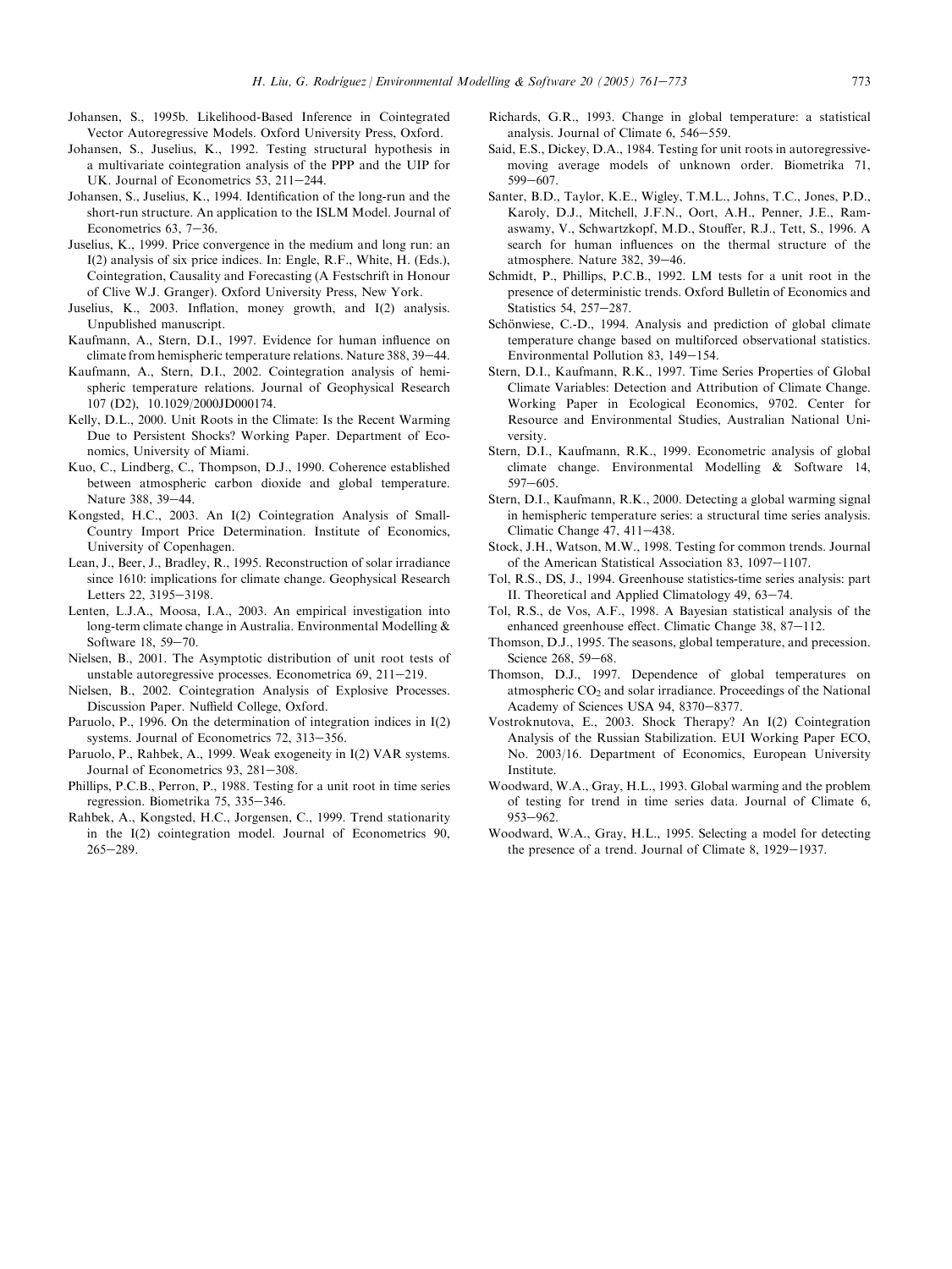Johansen, S., 1995b. Likelihood-Based Inference in Cointegrated Vector Autoregressive Models. Oxford University Press, Oxford.

Johansen, S., Juselius, K., 1992. Testing structural hypothesis in a multivariate cointegration analysis of the PPP and the UIP for UK. Journal of Econometrics 53, 211–244.

Johansen, S., Juselius, K., 1994. Identification of the long-run and the short-run structure. An application to the ISLM Model. Journal of Econometrics 63, 7–36.

Juselius, K., 1999. Price convergence in the medium and long run: an I(2) analysis of six price indices. In: Engle, R.F., White, H. (Eds.), Cointegration, Causality and Forecasting (A Festschrift in Honour of Clive W.J. Granger). Oxford University Press, New York.

Juselius, K., 2003. Inflation, money growth, and I(2) analysis. Unpublished manuscript.

Kaufmann, A., Stern, D.I., 1997. Evidence for human influence on climate from hemispheric temperature relations. Nature 388, 39–44.

Kaufmann, A., Stern, D.I., 2002. Cointegration analysis of hemispheric temperature relations. Journal of Geophysical Research 107 (D2), 10.1029/2000JD000174.

Kelly, D.L., 2000. Unit Roots in the Climate: Is the Recent Warming Due to Persistent Shocks? Working Paper. Department of Economics, University of Miami.

Kuo, C., Lindberg, C., Thompson, D.J., 1990. Coherence established between atmospheric carbon dioxide and global temperature. Nature 388, 39–44.

Kongsted, H.C., 2003. An I(2) Cointegration Analysis of Small-Country Import Price Determination. Institute of Economics, University of Copenhagen.

Lean, J., Beer, J., Bradley, R., 1995. Reconstruction of solar irradiance since 1610: implications for climate change. Geophysical Research Letters 22, 3195–3198.

Lenten, L.J.A., Moosa, I.A., 2003. An empirical investigation into long-term climate change in Australia. Environmental Modelling & Software 18, 59–70.

Nielsen, B., 2001. The Asymptotic distribution of unit root tests of unstable autoregressive processes. Econometrica 69, 211–219.

Nielsen, B., 2002. Cointegration Analysis of Explosive Processes. Discussion Paper. Nuffield College, Oxford.

Paruolo, P., 1996. On the determination of integration indices in I(2) systems. Journal of Econometrics 72, 313–356.

Paruolo, P., Rahbek, A., 1999. Weak exogeneity in I(2) VAR systems. Journal of Econometrics 93, 281–308.

Phillips, P.C.B., Perron, P., 1988. Testing for a unit root in time series regression. Biometrika 75, 335–346.

Rahbek, A., Kongsted, H.C., Jorgensen, C., 1999. Trend stationarity in the I(2) cointegration model. Journal of Econometrics 90, 265–289.

Richards, G.R., 1993. Change in global temperature: a statistical analysis. Journal of Climate 6, 546–559.

Said, E.S., Dickey, D.A., 1984. Testing for unit roots in autoregressive-moving average models of unknown order. Biometrika 71, 599–607.

Santer, B.D., Taylor, K.E., Wigley, T.M.L., Johns, T.C., Jones, P.D., Karoly, D.J., Mitchell, J.F.N., Oort, A.H., Penner, J.E., Ramaswamy, V., Schwartzkopf, M.D., Stouffer, R.J., Tett, S., 1996. A search for human influences on the thermal structure of the atmosphere. Nature 382, 39–46.

Schmidt, P., Phillips, P.C.B., 1992. LM tests for a unit root in the presence of deterministic trends. Oxford Bulletin of Economics and Statistics 54, 257–287.

Schönwiese, C.-D., 1994. Analysis and prediction of global climate temperature change based on multiforced observational statistics. Environmental Pollution 83, 149–154.

Stern, D.I., Kaufmann, R.K., 1997. Time Series Properties of Global Climate Variables: Detection and Attribution of Climate Change. Working Paper in Ecological Economics, 9702. Center for Resource and Environmental Studies, Australian National University.

Stern, D.I., Kaufmann, R.K., 1999. Econometric analysis of global climate change. Environmental Modelling & Software 14, 597–605.

Stern, D.I., Kaufmann, R.K., 2000. Detecting a global warming signal in hemispheric temperature series: a structural time series analysis. Climatic Change 47, 411–438.

Stock, J.H., Watson, M.W., 1998. Testing for common trends. Journal of the American Statistical Association 83, 1097–1107.

Tol, R.S., DS, J., 1994. Greenhouse statistics-time series analysis: part II. Theoretical and Applied Climatology 49, 63–74.

Tol, R.S., de Vos, A.F., 1998. A Bayesian statistical analysis of the enhanced greenhouse effect. Climatic Change 38, 87–112.

Thomson, D.J., 1995. The seasons, global temperature, and precession. Science 268, 59–68.

Thomson, D.J., 1997. Dependence of global temperatures on atmospheric $CO_2$ and solar irradiance. Proceedings of the National Academy of Sciences USA 94, 8370–8377.

Vostroknutova, E., 2003. Shock Therapy? An I(2) Cointegration Analysis of the Russian Stabilization. EUI Working Paper ECO, No. 2003/16. Department of Economics, European University Institute.

Woodward, W.A., Gray, H.L., 1993. Global warming and the problem of testing for trend in time series data. Journal of Climate 6, 953–962.

Woodward, W.A., Gray, H.L., 1995. Selecting a model for detecting the presence of a trend. Journal of Climate 8, 1929–1937.